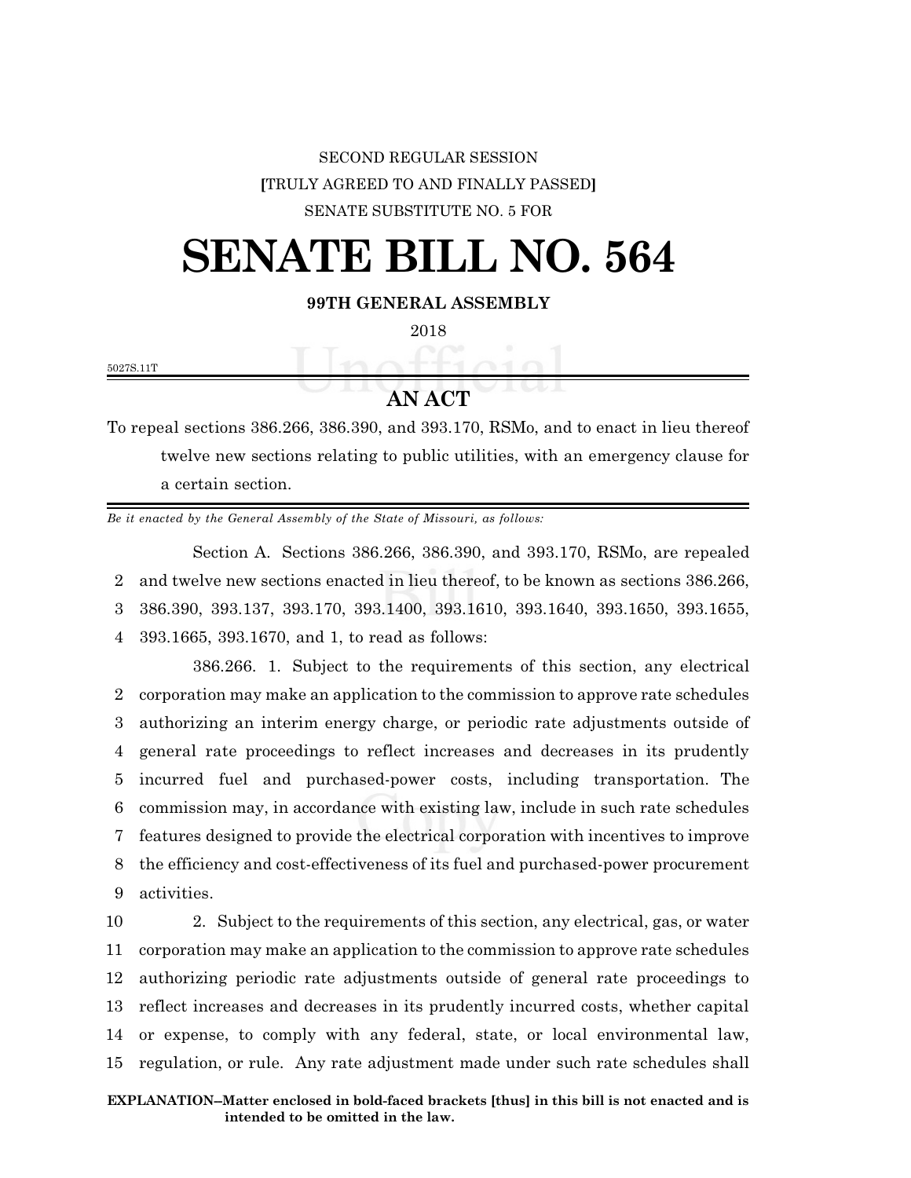SECOND REGULAR SESSION

**[**TRULY AGREED TO AND FINALLY PASSED**]**

SENATE SUBSTITUTE NO. 5 FOR

# SENATE BILL NO. 564

**99TH GENERAL ASSEMBLY**

2018

5027S.11T

## AN ACT

To repeal sections 386.266, 386.390, and 393.170, RSMo, and to enact in lieu thereof twelve new sections relating to public utilities, with an emergency clause for a certain section.

*Be it enacted by the General Assembly of the State of Missouri, as follows:*

Section A. Sections 386.266, 386.390, and 393.170, RSMo, are repealed and twelve new sections enacted in lieu thereof, to be known as sections 386.266, 386.390, 393.137, 393.170, 393.1400, 393.1610, 393.1640, 393.1650, 393.1655, 393.1665, 393.1670, and 1, to read as follows:

386.266. 1. Subject to the requirements of this section, any electrical corporation may make an application to the commission to approve rate schedules authorizing an interim energy charge, or periodic rate adjustments outside of general rate proceedings to reflect increases and decreases in its prudently incurred fuel and purchased-power costs, including transportation. The commission may, in accordance with existing law, include in such rate schedules features designed to provide the electrical corporation with incentives to improve the efficiency and cost-effectiveness of its fuel and purchased-power procurement activities.

2. Subject to the requirements of this section, any electrical, gas, or water corporation may make an application to the commission to approve rate schedules authorizing periodic rate adjustments outside of general rate proceedings to reflect increases and decreases in its prudently incurred costs, whether capital or expense, to comply with any federal, state, or local environmental law, regulation, or rule. Any rate adjustment made under such rate schedules shall

**EXPLANATION–Matter enclosed in bold-faced brackets [thus] in this bill is not enacted and is intended to be omitted in the law.**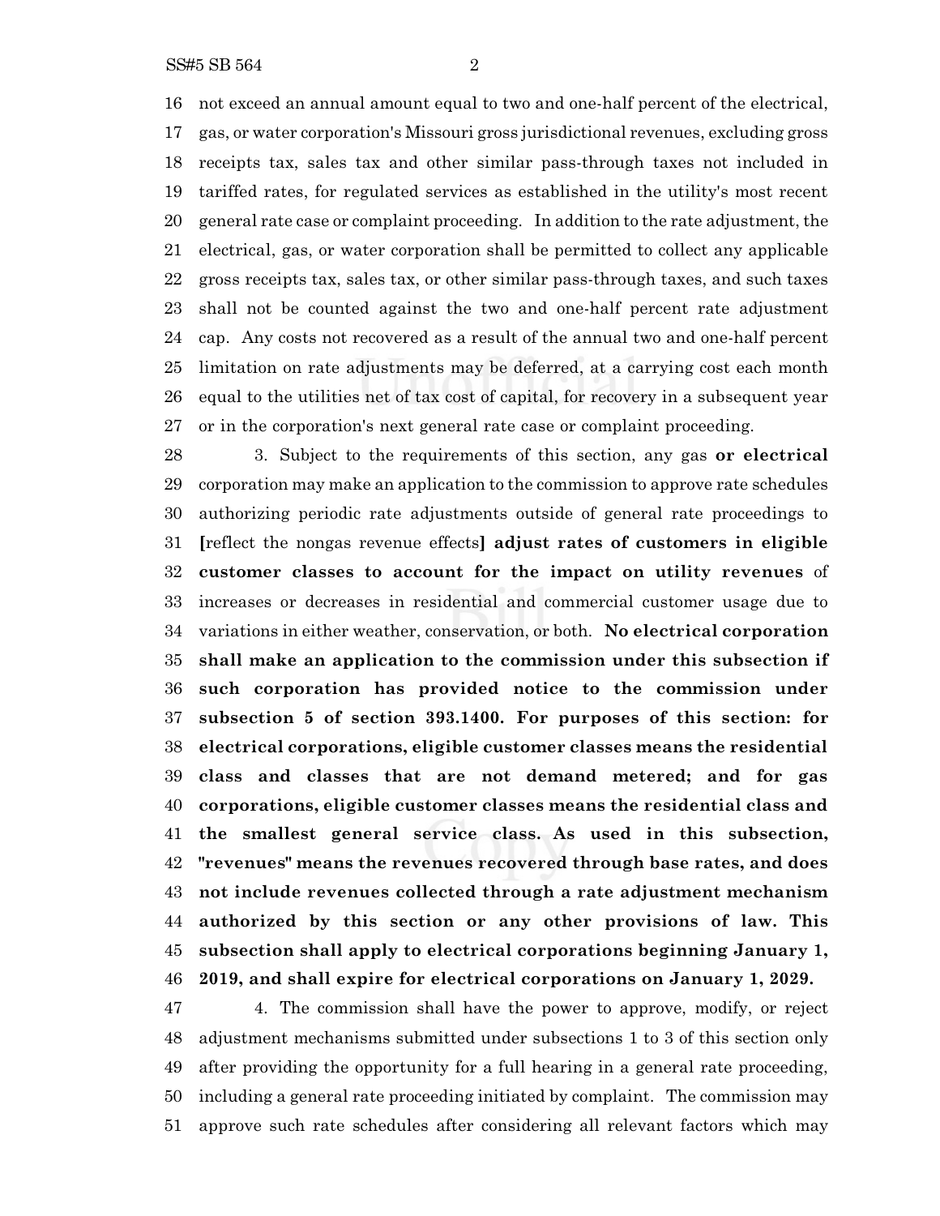not exceed an annual amount equal to two and one-half percent of the electrical, gas, or water corporation's Missouri gross jurisdictional revenues, excluding gross receipts tax, sales tax and other similar pass-through taxes not included in tariffed rates, for regulated services as established in the utility's most recent general rate case or complaint proceeding. In addition to the rate adjustment, the electrical, gas, or water corporation shall be permitted to collect any applicable gross receipts tax, sales tax, or other similar pass-through taxes, and such taxes shall not be counted against the two and one-half percent rate adjustment cap. Any costs not recovered as a result of the annual two and one-half percent limitation on rate adjustments may be deferred, at a carrying cost each month equal to the utilities net of tax cost of capital, for recovery in a subsequent year or in the corporation's next general rate case or complaint proceeding.

3. Subject to the requirements of this section, any gas **or electrical** corporation may make an application to the commission to approve rate schedules authorizing periodic rate adjustments outside of general rate proceedings to **[**reflect the nongas revenue effects**]** **adjust rates of customers in eligible customer classes to account for the impact on utility revenues** of increases or decreases in residential and commercial customer usage due to variations in either weather, conservation, or both. **No electrical corporation shall make an application to the commission under this subsection if such corporation has provided notice to the commission under subsection 5 of section 393.1400. For purposes of this section: for electrical corporations, eligible customer classes means the residential class and classes that are not demand metered; and for gas corporations, eligible customer classes means the residential class and the smallest general service class. As used in this subsection, "revenues" means the revenues recovered through base rates, and does not include revenues collected through a rate adjustment mechanism authorized by this section or any other provisions of law. This subsection shall apply to electrical corporations beginning January 1, 2019, and shall expire for electrical corporations on January 1, 2029.**

4. The commission shall have the power to approve, modify, or reject adjustment mechanisms submitted under subsections 1 to 3 of this section only after providing the opportunity for a full hearing in a general rate proceeding, including a general rate proceeding initiated by complaint. The commission may approve such rate schedules after considering all relevant factors which may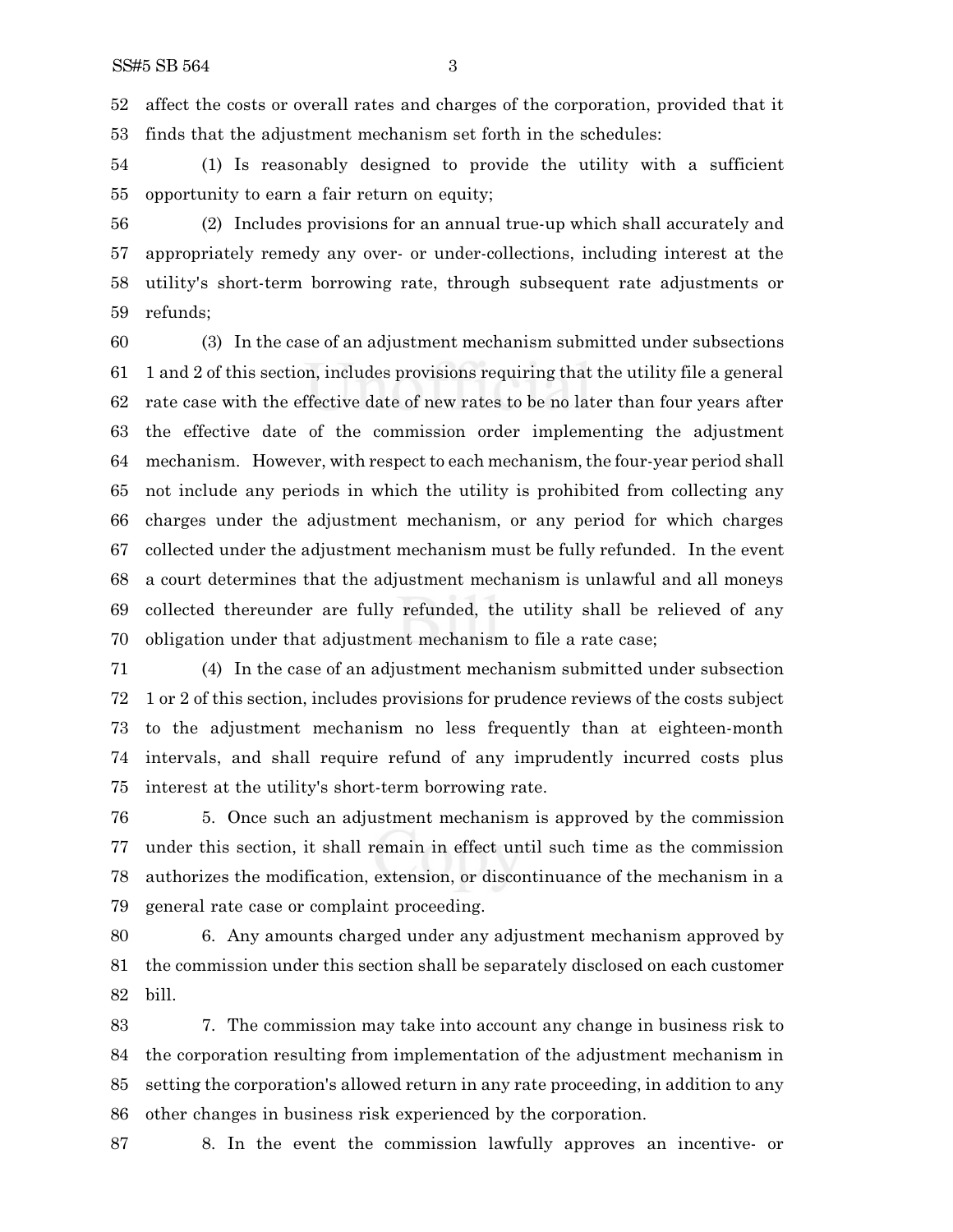affect the costs or overall rates and charges of the corporation, provided that it finds that the adjustment mechanism set forth in the schedules:

(1) Is reasonably designed to provide the utility with a sufficient opportunity to earn a fair return on equity;

(2) Includes provisions for an annual true-up which shall accurately and appropriately remedy any over- or under-collections, including interest at the utility's short-term borrowing rate, through subsequent rate adjustments or refunds;

(3) In the case of an adjustment mechanism submitted under subsections 1 and 2 of this section, includes provisions requiring that the utility file a general rate case with the effective date of new rates to be no later than four years after the effective date of the commission order implementing the adjustment mechanism. However, with respect to each mechanism, the four-year period shall not include any periods in which the utility is prohibited from collecting any charges under the adjustment mechanism, or any period for which charges collected under the adjustment mechanism must be fully refunded. In the event a court determines that the adjustment mechanism is unlawful and all moneys collected thereunder are fully refunded, the utility shall be relieved of any obligation under that adjustment mechanism to file a rate case;

(4) In the case of an adjustment mechanism submitted under subsection 1 or 2 of this section, includes provisions for prudence reviews of the costs subject to the adjustment mechanism no less frequently than at eighteen-month intervals, and shall require refund of any imprudently incurred costs plus interest at the utility's short-term borrowing rate.

5. Once such an adjustment mechanism is approved by the commission under this section, it shall remain in effect until such time as the commission authorizes the modification, extension, or discontinuance of the mechanism in a general rate case or complaint proceeding.

6. Any amounts charged under any adjustment mechanism approved by the commission under this section shall be separately disclosed on each customer bill.

7. The commission may take into account any change in business risk to the corporation resulting from implementation of the adjustment mechanism in setting the corporation's allowed return in any rate proceeding, in addition to any other changes in business risk experienced by the corporation.

8. In the event the commission lawfully approves an incentive- or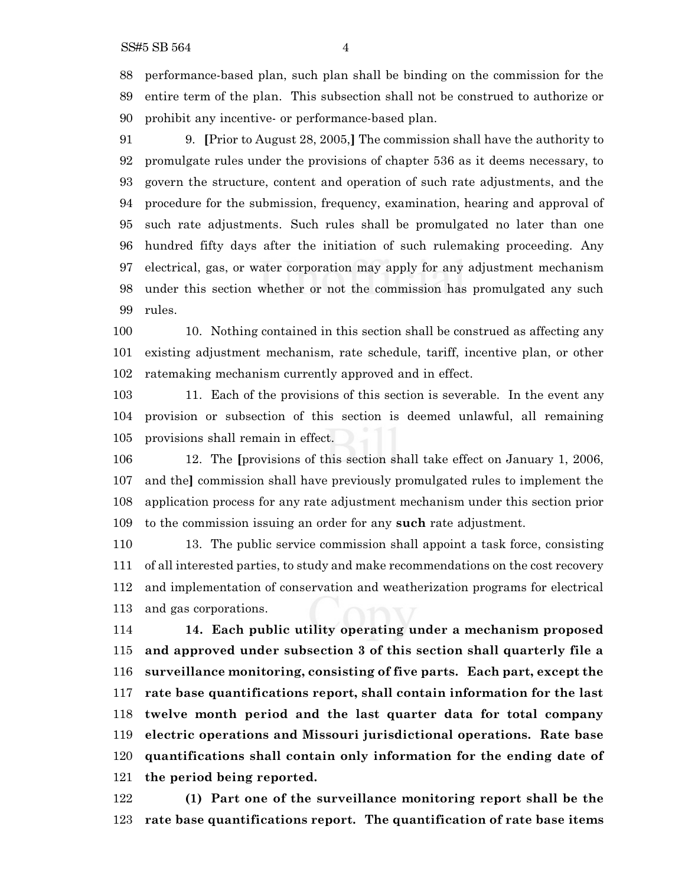performance-based plan, such plan shall be binding on the commission for the entire term of the plan. This subsection shall not be construed to authorize or prohibit any incentive- or performance-based plan.

9. **[**Prior to August 28, 2005,**]** The commission shall have the authority to promulgate rules under the provisions of chapter 536 as it deems necessary, to govern the structure, content and operation of such rate adjustments, and the procedure for the submission, frequency, examination, hearing and approval of such rate adjustments. Such rules shall be promulgated no later than one hundred fifty days after the initiation of such rulemaking proceeding. Any electrical, gas, or water corporation may apply for any adjustment mechanism under this section whether or not the commission has promulgated any such rules.

10. Nothing contained in this section shall be construed as affecting any existing adjustment mechanism, rate schedule, tariff, incentive plan, or other ratemaking mechanism currently approved and in effect.

11. Each of the provisions of this section is severable. In the event any provision or subsection of this section is deemed unlawful, all remaining provisions shall remain in effect.

12. The **[**provisions of this section shall take effect on January 1, 2006, and the**]** commission shall have previously promulgated rules to implement the application process for any rate adjustment mechanism under this section prior to the commission issuing an order for any **such** rate adjustment.

13. The public service commission shall appoint a task force, consisting of all interested parties, to study and make recommendations on the cost recovery and implementation of conservation and weatherization programs for electrical and gas corporations.

**14. Each public utility operating under a mechanism proposed and approved under subsection 3 of this section shall quarterly file a surveillance monitoring, consisting of five parts. Each part, except the rate base quantifications report, shall contain information for the last twelve month period and the last quarter data for total company electric operations and Missouri jurisdictional operations. Rate base quantifications shall contain only information for the ending date of the period being reported.**

**(1) Part one of the surveillance monitoring report shall be the rate base quantifications report. The quantification of rate base items**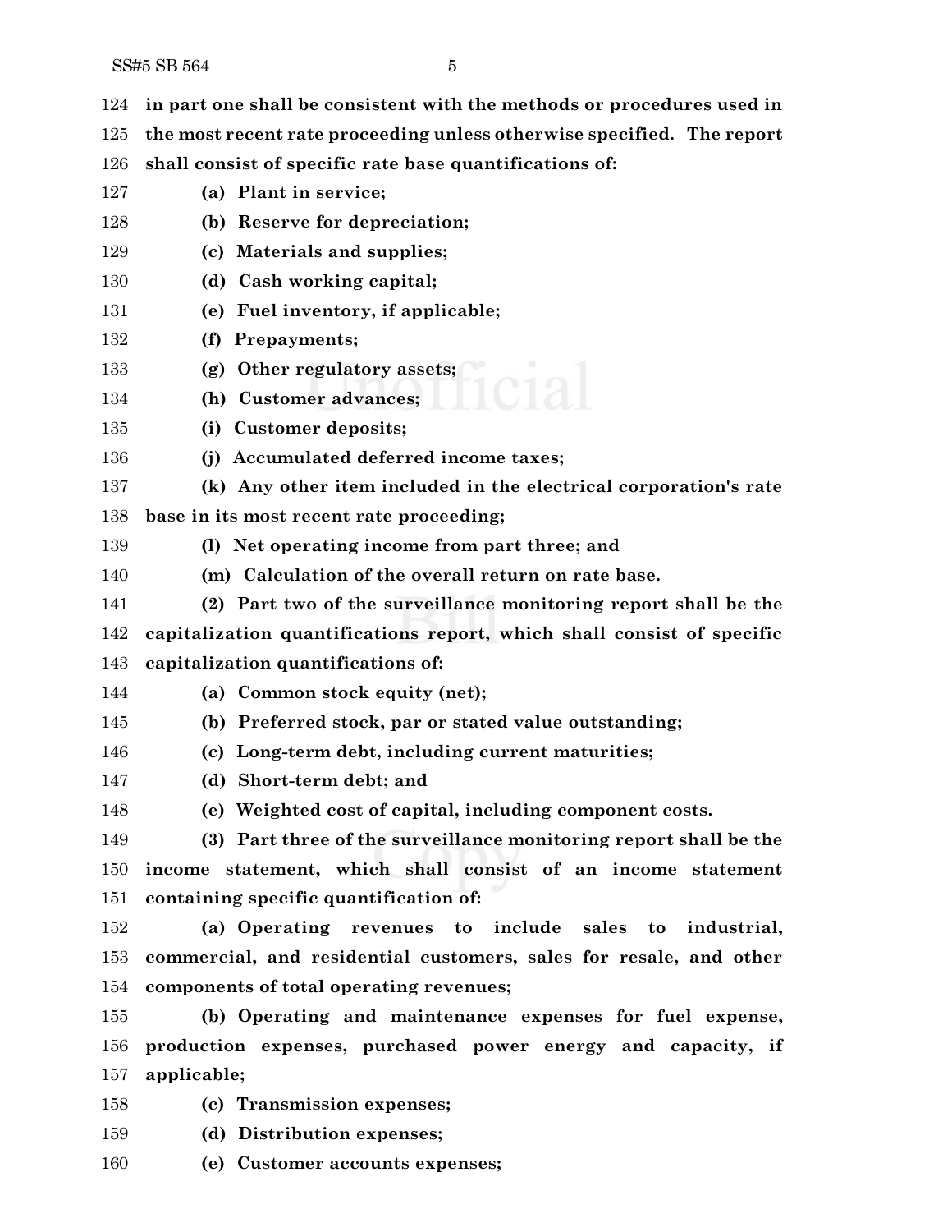**in part one shall be consistent with the methods or procedures used in the most recent rate proceeding unless otherwise specified. The report shall consist of specific rate base quantifications of:**

**(a) Plant in service;**

**(b) Reserve for depreciation;**

**(c) Materials and supplies;**

**(d) Cash working capital;**

**(e) Fuel inventory, if applicable;**

**(f) Prepayments;**

**(g) Other regulatory assets;**

**(h) Customer advances;**

**(i) Customer deposits;**

**(j) Accumulated deferred income taxes;**

**(k) Any other item included in the electrical corporation's rate base in its most recent rate proceeding;**

**(l) Net operating income from part three; and**

**(m) Calculation of the overall return on rate base.**

**(2) Part two of the surveillance monitoring report shall be the capitalization quantifications report, which shall consist of specific capitalization quantifications of:**

**(a) Common stock equity (net);**

**(b) Preferred stock, par or stated value outstanding;**

**(c) Long-term debt, including current maturities;**

**(d) Short-term debt; and**

**(e) Weighted cost of capital, including component costs.**

**(3) Part three of the surveillance monitoring report shall be the income statement, which shall consist of an income statement containing specific quantification of:**

**(a) Operating revenues to include sales to industrial, commercial, and residential customers, sales for resale, and other components of total operating revenues;**

**(b) Operating and maintenance expenses for fuel expense, production expenses, purchased power energy and capacity, if applicable;**

**(c) Transmission expenses;**

**(d) Distribution expenses;**

**(e) Customer accounts expenses;**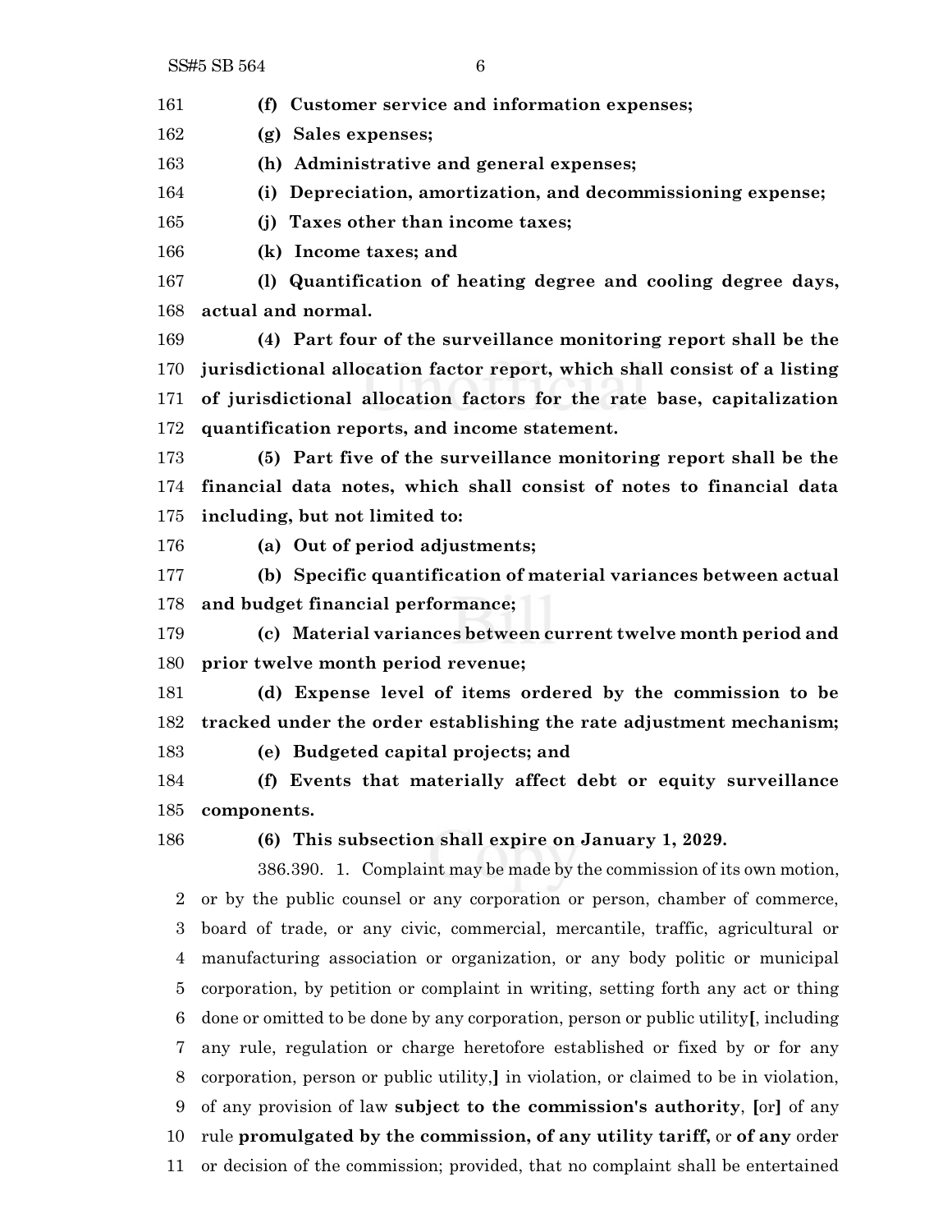**(f) Customer service and information expenses;**

**(g) Sales expenses;**

**(h) Administrative and general expenses;**

**(i) Depreciation, amortization, and decommissioning expense;**

**(j) Taxes other than income taxes;**

**(k) Income taxes; and**

**(l) Quantification of heating degree and cooling degree days, actual and normal.**

**(4) Part four of the surveillance monitoring report shall be the jurisdictional allocation factor report, which shall consist of a listing of jurisdictional allocation factors for the rate base, capitalization quantification reports, and income statement.**

**(5) Part five of the surveillance monitoring report shall be the financial data notes, which shall consist of notes to financial data including, but not limited to:**

**(a) Out of period adjustments;**

**(b) Specific quantification of material variances between actual and budget financial performance;**

**(c) Material variances between current twelve month period and prior twelve month period revenue;**

**(d) Expense level of items ordered by the commission to be tracked under the order establishing the rate adjustment mechanism;**

**(e) Budgeted capital projects; and**

**(f) Events that materially affect debt or equity surveillance components.**

**(6) This subsection shall expire on January 1, 2029.**

386.390. 1. Complaint may be made by the commission of its own motion, or by the public counsel or any corporation or person, chamber of commerce, board of trade, or any civic, commercial, mercantile, traffic, agricultural or manufacturing association or organization, or any body politic or municipal corporation, by petition or complaint in writing, setting forth any act or thing done or omitted to be done by any corporation, person or public utility**[**, including any rule, regulation or charge heretofore established or fixed by or for any corporation, person or public utility,**]** in violation, or claimed to be in violation, of any provision of law **subject to the commission's authority**, **[**or**]** of any rule **promulgated by the commission, of any utility tariff,** or **of any** order or decision of the commission; provided, that no complaint shall be entertained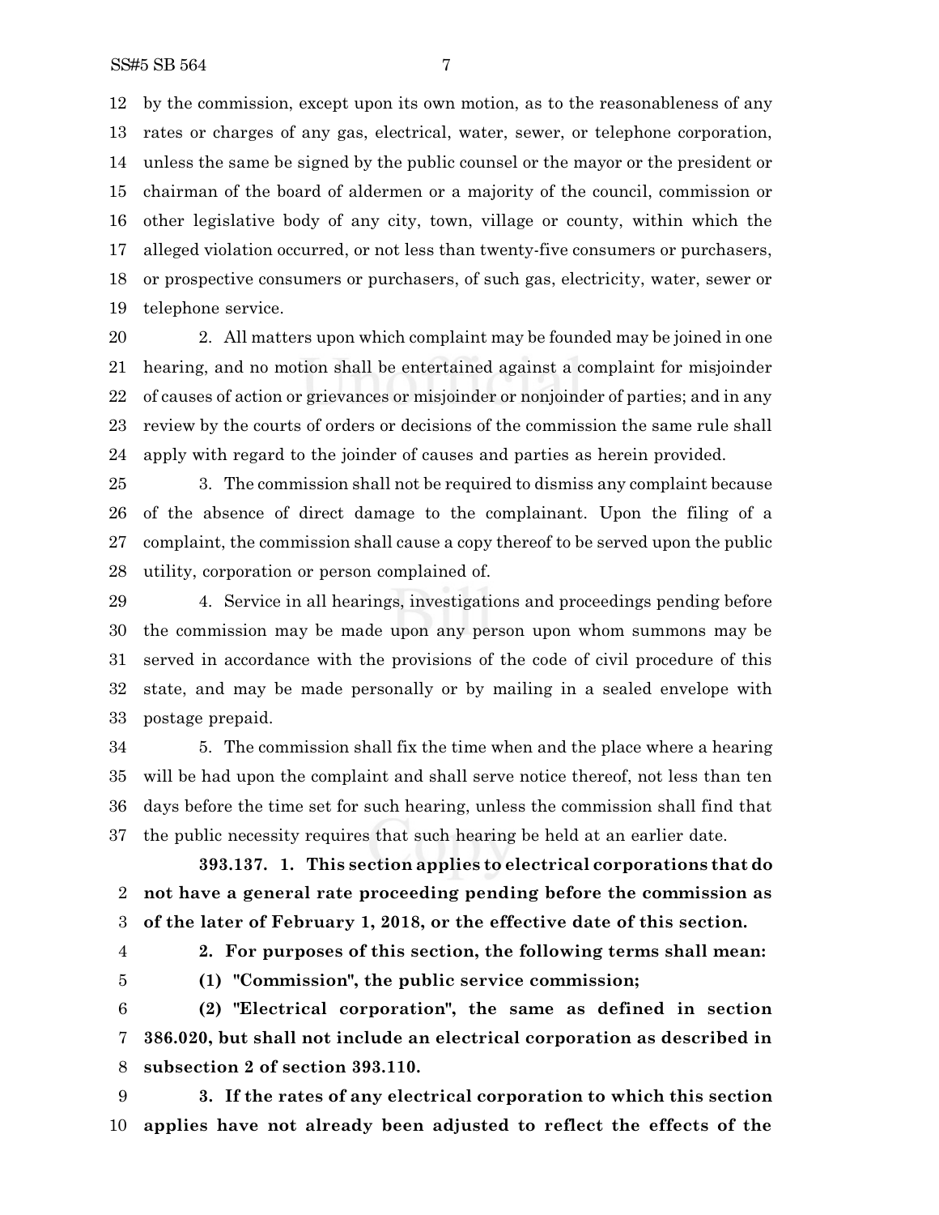by the commission, except upon its own motion, as to the reasonableness of any rates or charges of any gas, electrical, water, sewer, or telephone corporation, unless the same be signed by the public counsel or the mayor or the president or chairman of the board of aldermen or a majority of the council, commission or other legislative body of any city, town, village or county, within which the alleged violation occurred, or not less than twenty-five consumers or purchasers, or prospective consumers or purchasers, of such gas, electricity, water, sewer or telephone service.

2. All matters upon which complaint may be founded may be joined in one hearing, and no motion shall be entertained against a complaint for misjoinder of causes of action or grievances or misjoinder or nonjoinder of parties; and in any review by the courts of orders or decisions of the commission the same rule shall apply with regard to the joinder of causes and parties as herein provided.

3. The commission shall not be required to dismiss any complaint because of the absence of direct damage to the complainant. Upon the filing of a complaint, the commission shall cause a copy thereof to be served upon the public utility, corporation or person complained of.

4. Service in all hearings, investigations and proceedings pending before the commission may be made upon any person upon whom summons may be served in accordance with the provisions of the code of civil procedure of this state, and may be made personally or by mailing in a sealed envelope with postage prepaid.

5. The commission shall fix the time when and the place where a hearing will be had upon the complaint and shall serve notice thereof, not less than ten days before the time set for such hearing, unless the commission shall find that the public necessity requires that such hearing be held at an earlier date.

**393.137. 1. This section applies to electrical corporations that do not have a general rate proceeding pending before the commission as of the later of February 1, 2018, or the effective date of this section.**

**2. For purposes of this section, the following terms shall mean:**

**(1) "Commission", the public service commission;**

**(2) "Electrical corporation", the same as defined in section 386.020, but shall not include an electrical corporation as described in subsection 2 of section 393.110.**

**3. If the rates of any electrical corporation to which this section applies have not already been adjusted to reflect the effects of the**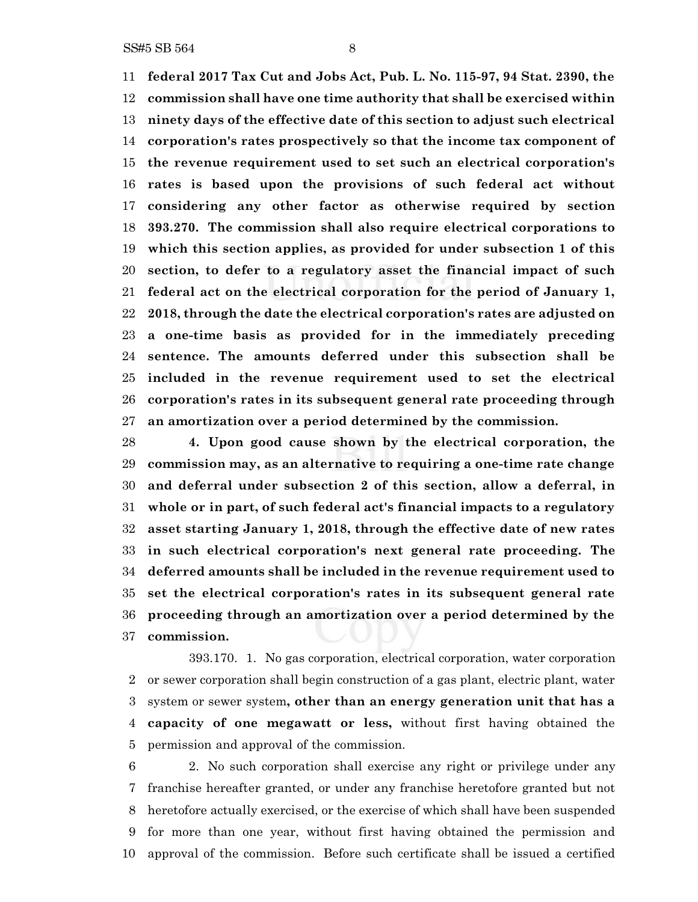**federal 2017 Tax Cut and Jobs Act, Pub. L. No. 115-97, 94 Stat. 2390, the commission shall have one time authority that shall be exercised within ninety days of the effective date of this section to adjust such electrical corporation's rates prospectively so that the income tax component of the revenue requirement used to set such an electrical corporation's rates is based upon the provisions of such federal act without considering any other factor as otherwise required by section 393.270. The commission shall also require electrical corporations to which this section applies, as provided for under subsection 1 of this section, to defer to a regulatory asset the financial impact of such federal act on the electrical corporation for the period of January 1, 2018, through the date the electrical corporation's rates are adjusted on a one-time basis as provided for in the immediately preceding sentence. The amounts deferred under this subsection shall be included in the revenue requirement used to set the electrical corporation's rates in its subsequent general rate proceeding through an amortization over a period determined by the commission.**

**4. Upon good cause shown by the electrical corporation, the commission may, as an alternative to requiring a one-time rate change and deferral under subsection 2 of this section, allow a deferral, in whole or in part, of such federal act's financial impacts to a regulatory asset starting January 1, 2018, through the effective date of new rates in such electrical corporation's next general rate proceeding. The deferred amounts shall be included in the revenue requirement used to set the electrical corporation's rates in its subsequent general rate proceeding through an amortization over a period determined by the commission.**

393.170. 1. No gas corporation, electrical corporation, water corporation or sewer corporation shall begin construction of a gas plant, electric plant, water system or sewer system**, other than an energy generation unit that has a capacity of one megawatt or less,** without first having obtained the permission and approval of the commission.

2. No such corporation shall exercise any right or privilege under any franchise hereafter granted, or under any franchise heretofore granted but not heretofore actually exercised, or the exercise of which shall have been suspended for more than one year, without first having obtained the permission and approval of the commission. Before such certificate shall be issued a certified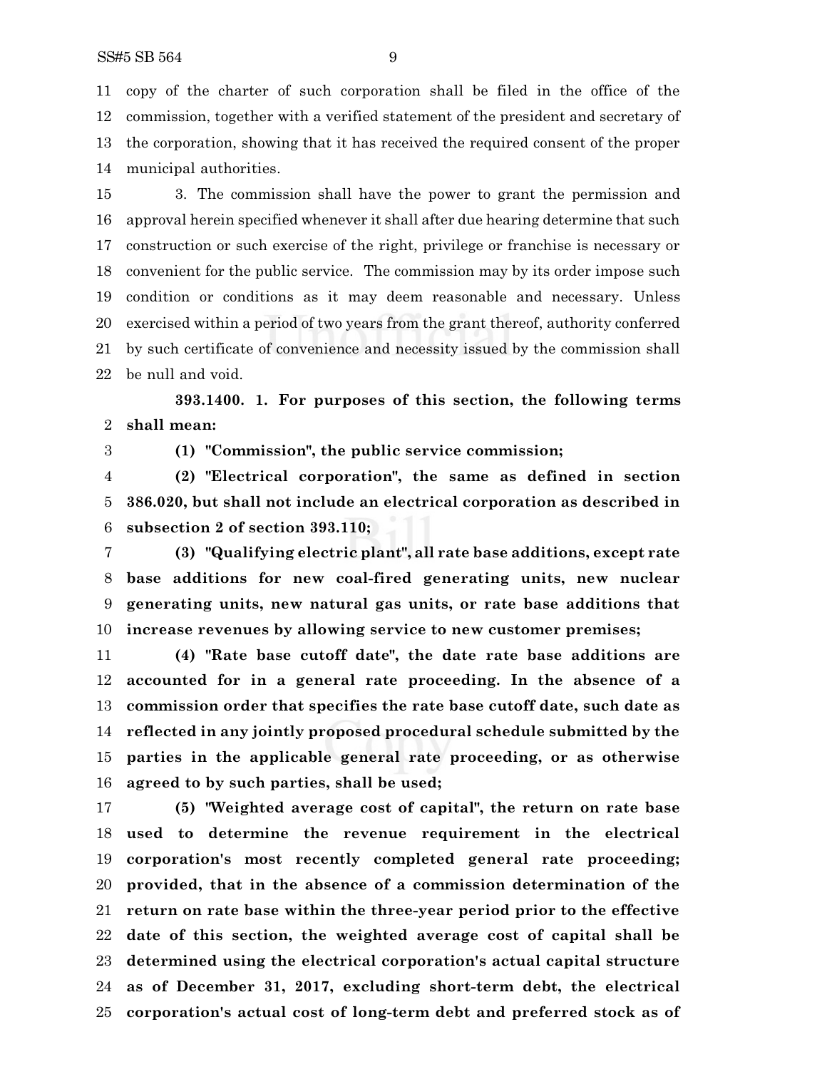copy of the charter of such corporation shall be filed in the office of the commission, together with a verified statement of the president and secretary of the corporation, showing that it has received the required consent of the proper municipal authorities.

3. The commission shall have the power to grant the permission and approval herein specified whenever it shall after due hearing determine that such construction or such exercise of the right, privilege or franchise is necessary or convenient for the public service. The commission may by its order impose such condition or conditions as it may deem reasonable and necessary. Unless exercised within a period of two years from the grant thereof, authority conferred by such certificate of convenience and necessity issued by the commission shall be null and void.

**393.1400. 1. For purposes of this section, the following terms shall mean:**

**(1) "Commission", the public service commission;**

**(2) "Electrical corporation", the same as defined in section 386.020, but shall not include an electrical corporation as described in subsection 2 of section 393.110;**

**(3) "Qualifying electric plant", all rate base additions, except rate base additions for new coal-fired generating units, new nuclear generating units, new natural gas units, or rate base additions that increase revenues by allowing service to new customer premises;**

**(4) "Rate base cutoff date", the date rate base additions are accounted for in a general rate proceeding. In the absence of a commission order that specifies the rate base cutoff date, such date as reflected in any jointly proposed procedural schedule submitted by the parties in the applicable general rate proceeding, or as otherwise agreed to by such parties, shall be used;**

**(5) "Weighted average cost of capital", the return on rate base used to determine the revenue requirement in the electrical corporation's most recently completed general rate proceeding; provided, that in the absence of a commission determination of the return on rate base within the three-year period prior to the effective date of this section, the weighted average cost of capital shall be determined using the electrical corporation's actual capital structure as of December 31, 2017, excluding short-term debt, the electrical corporation's actual cost of long-term debt and preferred stock as of**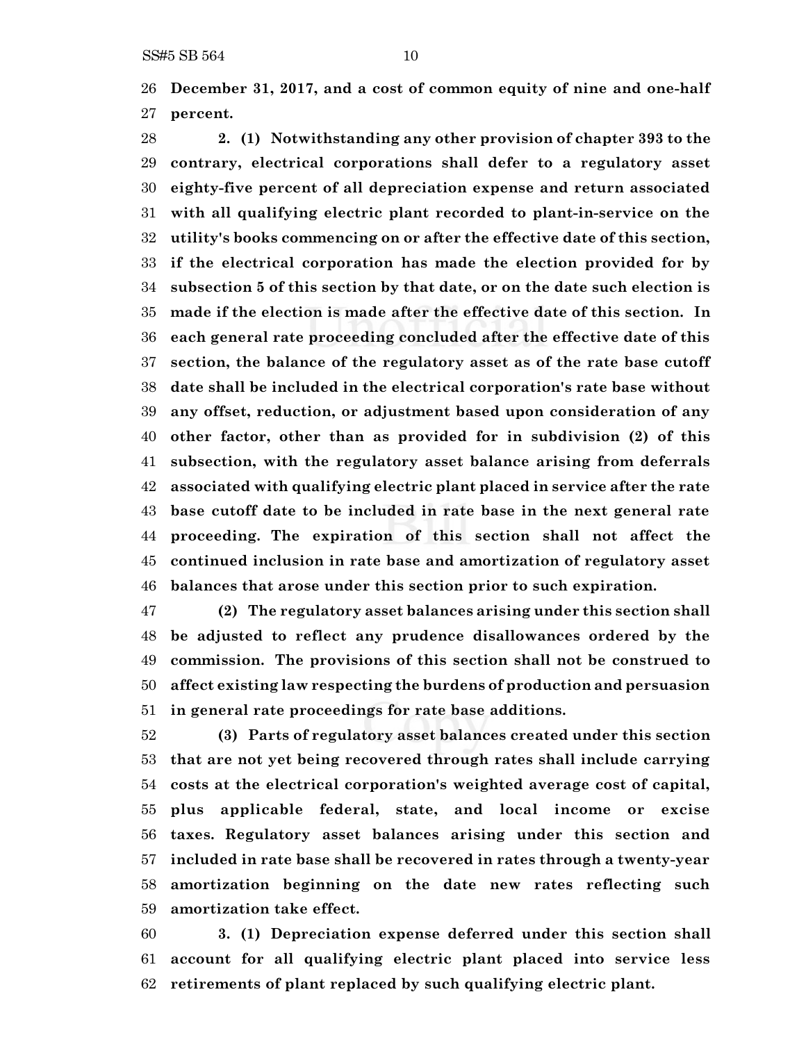**December 31, 2017, and a cost of common equity of nine and one-half percent.**

**2. (1) Notwithstanding any other provision of chapter 393 to the contrary, electrical corporations shall defer to a regulatory asset eighty-five percent of all depreciation expense and return associated with all qualifying electric plant recorded to plant-in-service on the utility's books commencing on or after the effective date of this section, if the electrical corporation has made the election provided for by subsection 5 of this section by that date, or on the date such election is made if the election is made after the effective date of this section. In each general rate proceeding concluded after the effective date of this section, the balance of the regulatory asset as of the rate base cutoff date shall be included in the electrical corporation's rate base without any offset, reduction, or adjustment based upon consideration of any other factor, other than as provided for in subdivision (2) of this subsection, with the regulatory asset balance arising from deferrals associated with qualifying electric plant placed in service after the rate base cutoff date to be included in rate base in the next general rate proceeding. The expiration of this section shall not affect the continued inclusion in rate base and amortization of regulatory asset balances that arose under this section prior to such expiration.**

**(2) The regulatory asset balances arising under this section shall be adjusted to reflect any prudence disallowances ordered by the commission. The provisions of this section shall not be construed to affect existing law respecting the burdens of production and persuasion in general rate proceedings for rate base additions.**

**(3) Parts of regulatory asset balances created under this section that are not yet being recovered through rates shall include carrying costs at the electrical corporation's weighted average cost of capital, plus applicable federal, state, and local income or excise taxes. Regulatory asset balances arising under this section and included in rate base shall be recovered in rates through a twenty-year amortization beginning on the date new rates reflecting such amortization take effect.**

**3. (1) Depreciation expense deferred under this section shall account for all qualifying electric plant placed into service less retirements of plant replaced by such qualifying electric plant.**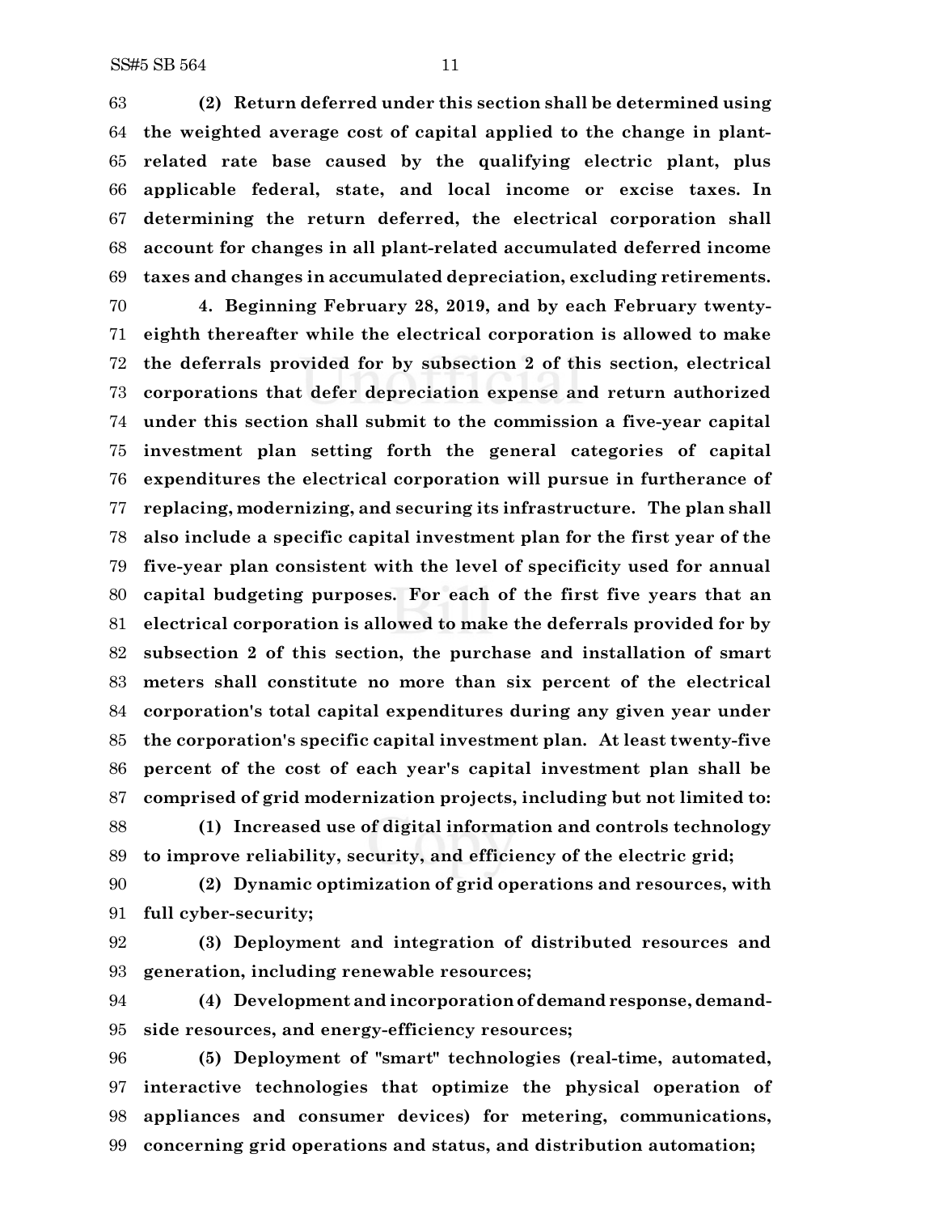**(2) Return deferred under this section shall be determined using the weighted average cost of capital applied to the change in plant-related rate base caused by the qualifying electric plant, plus applicable federal, state, and local income or excise taxes. In determining the return deferred, the electrical corporation shall account for changes in all plant-related accumulated deferred income taxes and changes in accumulated depreciation, excluding retirements.**

**4. Beginning February 28, 2019, and by each February twenty-eighth thereafter while the electrical corporation is allowed to make the deferrals provided for by subsection 2 of this section, electrical corporations that defer depreciation expense and return authorized under this section shall submit to the commission a five-year capital investment plan setting forth the general categories of capital expenditures the electrical corporation will pursue in furtherance of replacing, modernizing, and securing its infrastructure. The plan shall also include a specific capital investment plan for the first year of the five-year plan consistent with the level of specificity used for annual capital budgeting purposes. For each of the first five years that an electrical corporation is allowed to make the deferrals provided for by subsection 2 of this section, the purchase and installation of smart meters shall constitute no more than six percent of the electrical corporation's total capital expenditures during any given year under the corporation's specific capital investment plan. At least twenty-five percent of the cost of each year's capital investment plan shall be comprised of grid modernization projects, including but not limited to:**

**(1) Increased use of digital information and controls technology to improve reliability, security, and efficiency of the electric grid;**

**(2) Dynamic optimization of grid operations and resources, with full cyber-security;**

**(3) Deployment and integration of distributed resources and generation, including renewable resources;**

**(4) Development and incorporation of demand response, demand-side resources, and energy-efficiency resources;**

**(5) Deployment of "smart" technologies (real-time, automated, interactive technologies that optimize the physical operation of appliances and consumer devices) for metering, communications, concerning grid operations and status, and distribution automation;**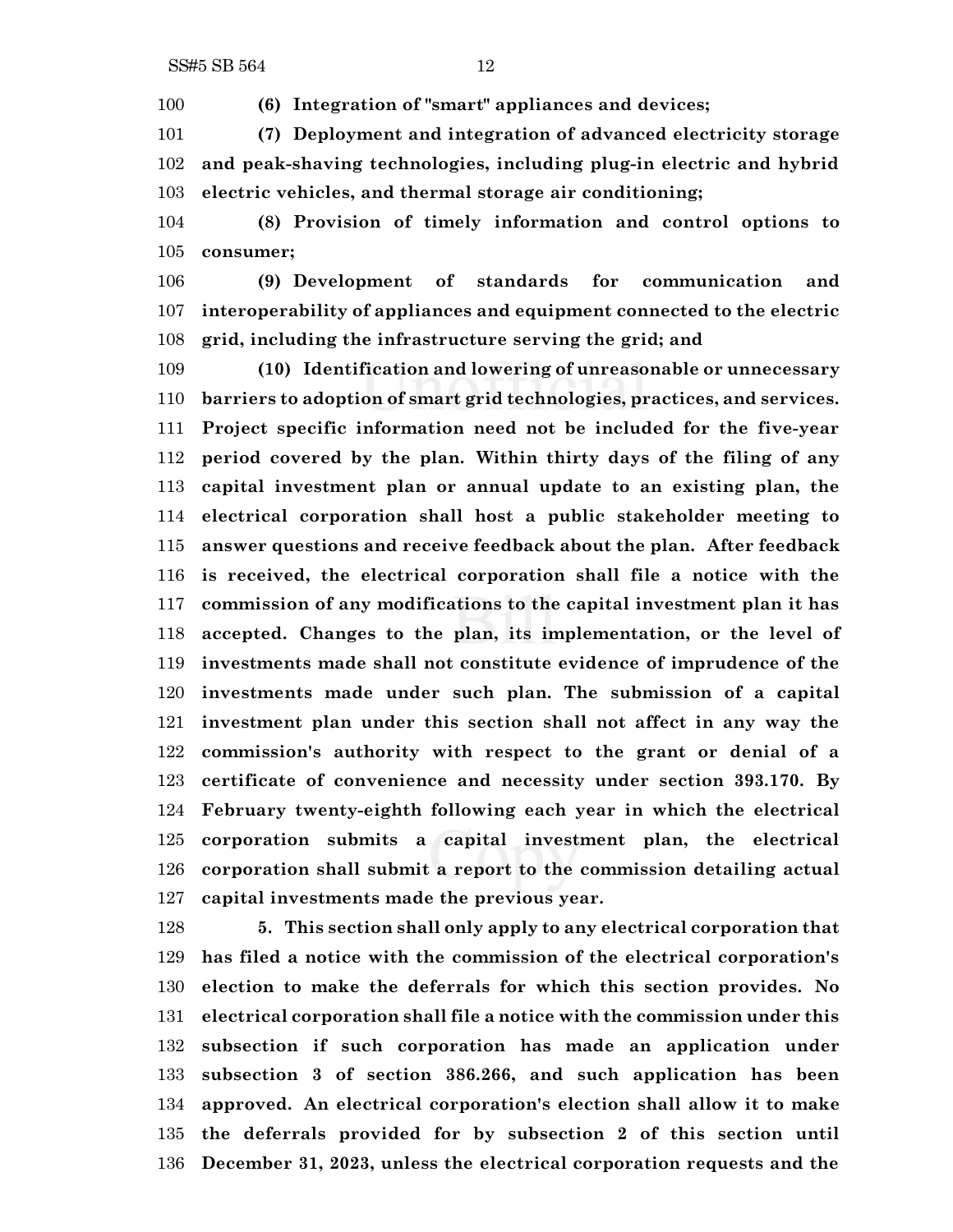**(6) Integration of "smart" appliances and devices;**

**(7) Deployment and integration of advanced electricity storage and peak-shaving technologies, including plug-in electric and hybrid electric vehicles, and thermal storage air conditioning;**

**(8) Provision of timely information and control options to consumer;**

**(9) Development of standards for communication and interoperability of appliances and equipment connected to the electric grid, including the infrastructure serving the grid; and**

**(10) Identification and lowering of unreasonable or unnecessary barriers to adoption of smart grid technologies, practices, and services. Project specific information need not be included for the five-year period covered by the plan. Within thirty days of the filing of any capital investment plan or annual update to an existing plan, the electrical corporation shall host a public stakeholder meeting to answer questions and receive feedback about the plan. After feedback is received, the electrical corporation shall file a notice with the commission of any modifications to the capital investment plan it has accepted. Changes to the plan, its implementation, or the level of investments made shall not constitute evidence of imprudence of the investments made under such plan. The submission of a capital investment plan under this section shall not affect in any way the commission's authority with respect to the grant or denial of a certificate of convenience and necessity under section 393.170. By February twenty-eighth following each year in which the electrical corporation submits a capital investment plan, the electrical corporation shall submit a report to the commission detailing actual capital investments made the previous year.**

**5. This section shall only apply to any electrical corporation that has filed a notice with the commission of the electrical corporation's election to make the deferrals for which this section provides. No electrical corporation shall file a notice with the commission under this subsection if such corporation has made an application under subsection 3 of section 386.266, and such application has been approved. An electrical corporation's election shall allow it to make the deferrals provided for by subsection 2 of this section until December 31, 2023, unless the electrical corporation requests and the**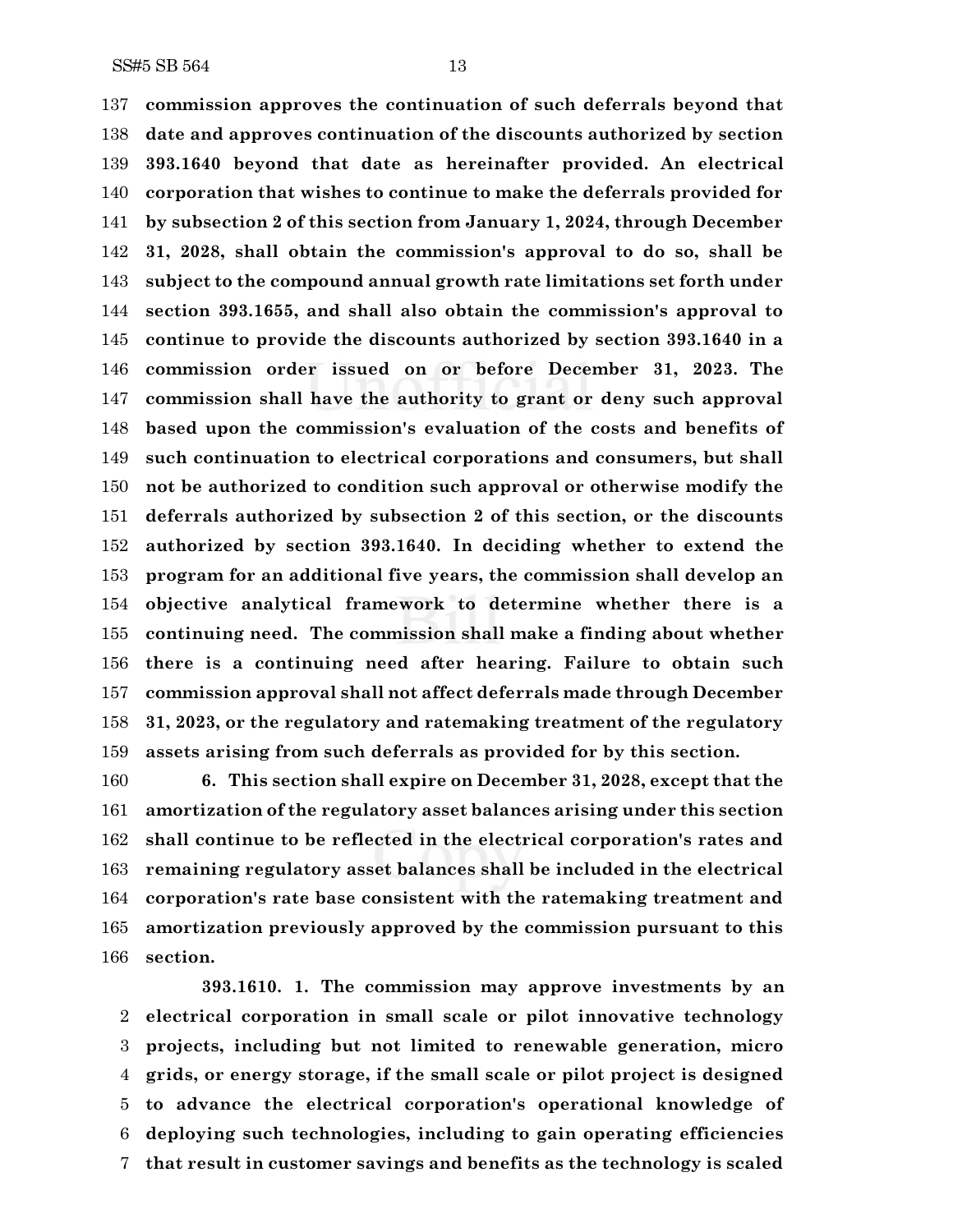**commission approves the continuation of such deferrals beyond that date and approves continuation of the discounts authorized by section 393.1640 beyond that date as hereinafter provided. An electrical corporation that wishes to continue to make the deferrals provided for by subsection 2 of this section from January 1, 2024, through December 31, 2028, shall obtain the commission's approval to do so, shall be subject to the compound annual growth rate limitations set forth under section 393.1655, and shall also obtain the commission's approval to continue to provide the discounts authorized by section 393.1640 in a commission order issued on or before December 31, 2023. The commission shall have the authority to grant or deny such approval based upon the commission's evaluation of the costs and benefits of such continuation to electrical corporations and consumers, but shall not be authorized to condition such approval or otherwise modify the deferrals authorized by subsection 2 of this section, or the discounts authorized by section 393.1640. In deciding whether to extend the program for an additional five years, the commission shall develop an objective analytical framework to determine whether there is a continuing need. The commission shall make a finding about whether there is a continuing need after hearing. Failure to obtain such commission approval shall not affect deferrals made through December 31, 2023, or the regulatory and ratemaking treatment of the regulatory assets arising from such deferrals as provided for by this section.**

**6. This section shall expire on December 31, 2028, except that the amortization of the regulatory asset balances arising under this section shall continue to be reflected in the electrical corporation's rates and remaining regulatory asset balances shall be included in the electrical corporation's rate base consistent with the ratemaking treatment and amortization previously approved by the commission pursuant to this section.**

**393.1610. 1. The commission may approve investments by an electrical corporation in small scale or pilot innovative technology projects, including but not limited to renewable generation, micro grids, or energy storage, if the small scale or pilot project is designed to advance the electrical corporation's operational knowledge of deploying such technologies, including to gain operating efficiencies that result in customer savings and benefits as the technology is scaled**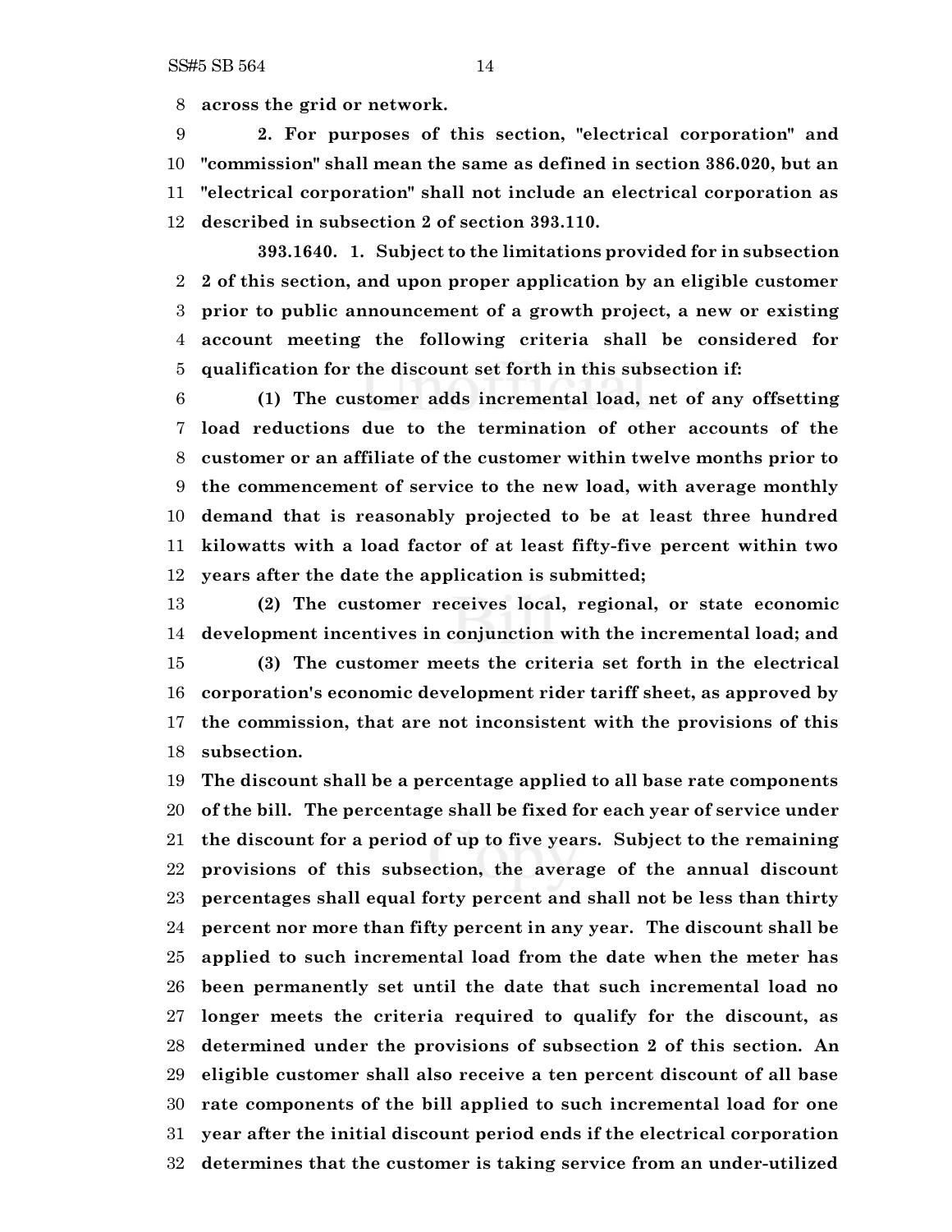**across the grid or network.**

**2. For purposes of this section, "electrical corporation" and "commission" shall mean the same as defined in section 386.020, but an "electrical corporation" shall not include an electrical corporation as described in subsection 2 of section 393.110.**

**393.1640. 1. Subject to the limitations provided for in subsection 2 of this section, and upon proper application by an eligible customer prior to public announcement of a growth project, a new or existing account meeting the following criteria shall be considered for qualification for the discount set forth in this subsection if:**

**(1) The customer adds incremental load, net of any offsetting load reductions due to the termination of other accounts of the customer or an affiliate of the customer within twelve months prior to the commencement of service to the new load, with average monthly demand that is reasonably projected to be at least three hundred kilowatts with a load factor of at least fifty-five percent within two years after the date the application is submitted;**

**(2) The customer receives local, regional, or state economic development incentives in conjunction with the incremental load; and**

**(3) The customer meets the criteria set forth in the electrical corporation's economic development rider tariff sheet, as approved by the commission, that are not inconsistent with the provisions of this subsection.**

**The discount shall be a percentage applied to all base rate components of the bill. The percentage shall be fixed for each year of service under the discount for a period of up to five years. Subject to the remaining provisions of this subsection, the average of the annual discount percentages shall equal forty percent and shall not be less than thirty percent nor more than fifty percent in any year. The discount shall be applied to such incremental load from the date when the meter has been permanently set until the date that such incremental load no longer meets the criteria required to qualify for the discount, as determined under the provisions of subsection 2 of this section. An eligible customer shall also receive a ten percent discount of all base rate components of the bill applied to such incremental load for one year after the initial discount period ends if the electrical corporation determines that the customer is taking service from an under-utilized**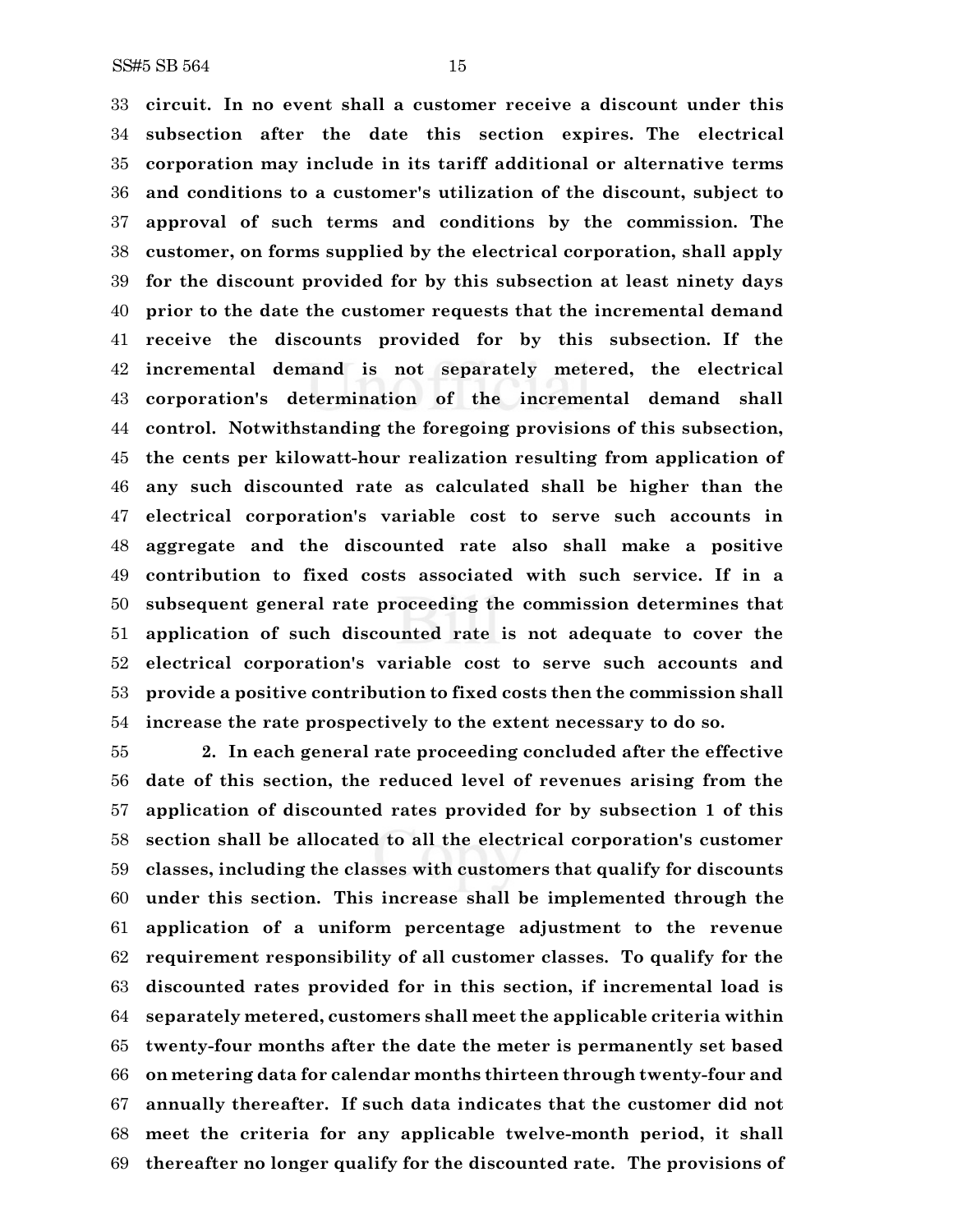**circuit. In no event shall a customer receive a discount under this subsection after the date this section expires. The electrical corporation may include in its tariff additional or alternative terms and conditions to a customer's utilization of the discount, subject to approval of such terms and conditions by the commission. The customer, on forms supplied by the electrical corporation, shall apply for the discount provided for by this subsection at least ninety days prior to the date the customer requests that the incremental demand receive the discounts provided for by this subsection. If the incremental demand is not separately metered, the electrical corporation's determination of the incremental demand shall control. Notwithstanding the foregoing provisions of this subsection, the cents per kilowatt-hour realization resulting from application of any such discounted rate as calculated shall be higher than the electrical corporation's variable cost to serve such accounts in aggregate and the discounted rate also shall make a positive contribution to fixed costs associated with such service. If in a subsequent general rate proceeding the commission determines that application of such discounted rate is not adequate to cover the electrical corporation's variable cost to serve such accounts and provide a positive contribution to fixed costs then the commission shall increase the rate prospectively to the extent necessary to do so.**

**2. In each general rate proceeding concluded after the effective date of this section, the reduced level of revenues arising from the application of discounted rates provided for by subsection 1 of this section shall be allocated to all the electrical corporation's customer classes, including the classes with customers that qualify for discounts under this section. This increase shall be implemented through the application of a uniform percentage adjustment to the revenue requirement responsibility of all customer classes. To qualify for the discounted rates provided for in this section, if incremental load is separately metered, customers shall meet the applicable criteria within twenty-four months after the date the meter is permanently set based on metering data for calendar months thirteen through twenty-four and annually thereafter. If such data indicates that the customer did not meet the criteria for any applicable twelve-month period, it shall thereafter no longer qualify for the discounted rate. The provisions of**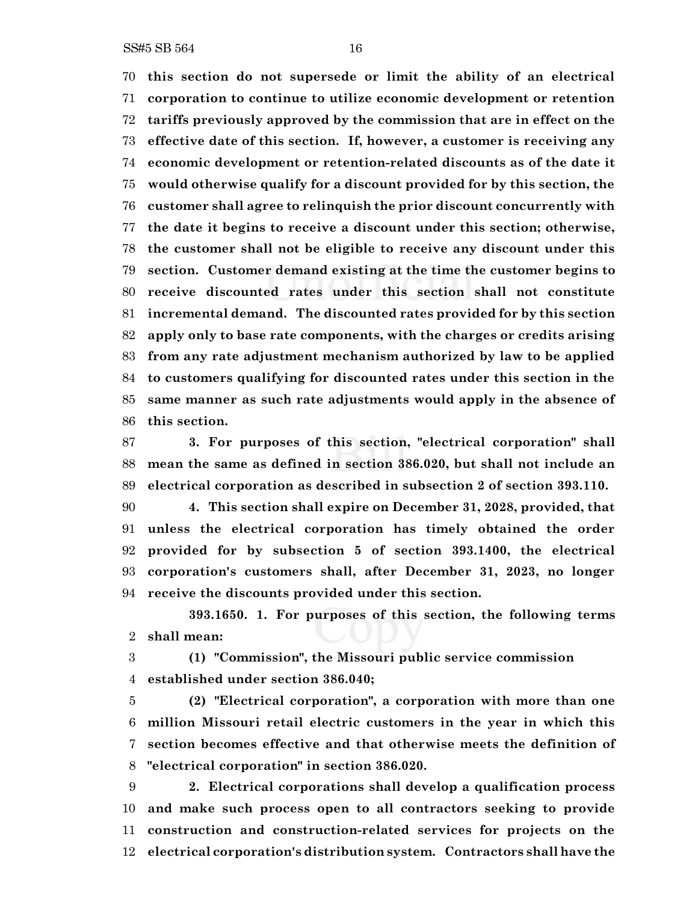**this section do not supersede or limit the ability of an electrical corporation to continue to utilize economic development or retention tariffs previously approved by the commission that are in effect on the effective date of this section. If, however, a customer is receiving any economic development or retention-related discounts as of the date it would otherwise qualify for a discount provided for by this section, the customer shall agree to relinquish the prior discount concurrently with the date it begins to receive a discount under this section; otherwise, the customer shall not be eligible to receive any discount under this section. Customer demand existing at the time the customer begins to receive discounted rates under this section shall not constitute incremental demand. The discounted rates provided for by this section apply only to base rate components, with the charges or credits arising from any rate adjustment mechanism authorized by law to be applied to customers qualifying for discounted rates under this section in the same manner as such rate adjustments would apply in the absence of this section.**

**3. For purposes of this section, "electrical corporation" shall mean the same as defined in section 386.020, but shall not include an electrical corporation as described in subsection 2 of section 393.110.**

**4. This section shall expire on December 31, 2028, provided, that unless the electrical corporation has timely obtained the order provided for by subsection 5 of section 393.1400, the electrical corporation's customers shall, after December 31, 2023, no longer receive the discounts provided under this section.**

**393.1650. 1. For purposes of this section, the following terms shall mean:**

**(1) "Commission", the Missouri public service commission established under section 386.040;**

**(2) "Electrical corporation", a corporation with more than one million Missouri retail electric customers in the year in which this section becomes effective and that otherwise meets the definition of "electrical corporation" in section 386.020.**

**2. Electrical corporations shall develop a qualification process and make such process open to all contractors seeking to provide construction and construction-related services for projects on the electrical corporation's distribution system. Contractors shall have the**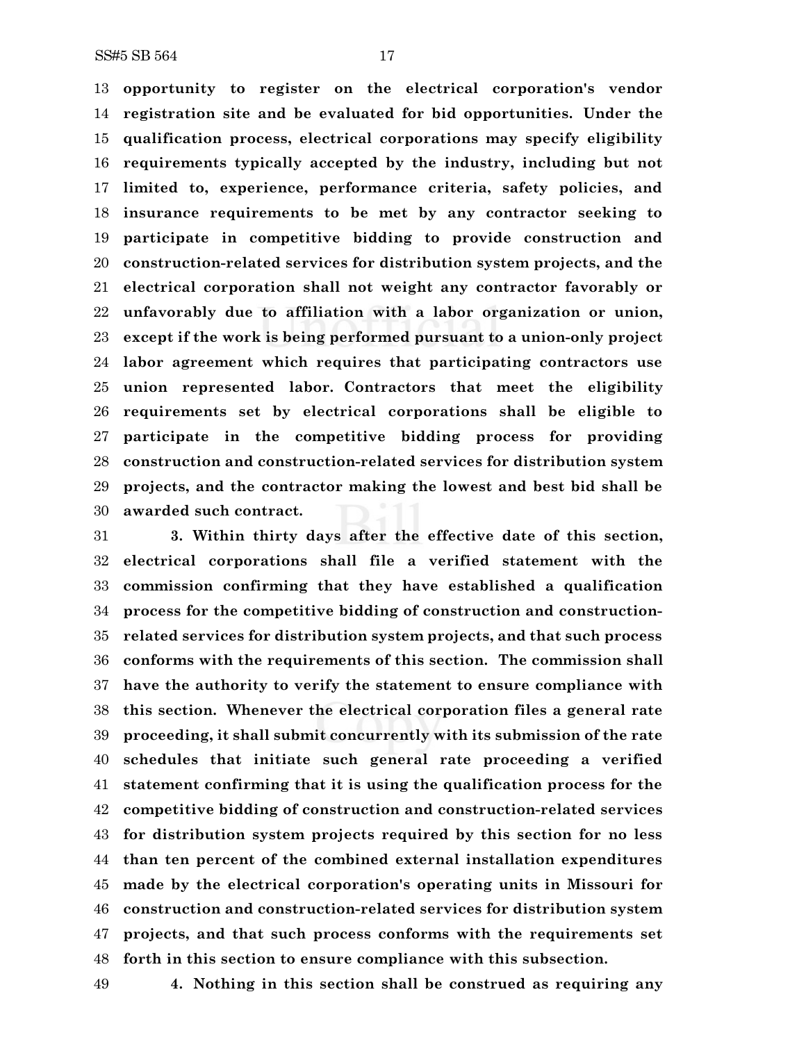**opportunity to register on the electrical corporation's vendor registration site and be evaluated for bid opportunities. Under the qualification process, electrical corporations may specify eligibility requirements typically accepted by the industry, including but not limited to, experience, performance criteria, safety policies, and insurance requirements to be met by any contractor seeking to participate in competitive bidding to provide construction and construction-related services for distribution system projects, and the electrical corporation shall not weight any contractor favorably or unfavorably due to affiliation with a labor organization or union, except if the work is being performed pursuant to a union-only project labor agreement which requires that participating contractors use union represented labor. Contractors that meet the eligibility requirements set by electrical corporations shall be eligible to participate in the competitive bidding process for providing construction and construction-related services for distribution system projects, and the contractor making the lowest and best bid shall be awarded such contract.**

**3. Within thirty days after the effective date of this section, electrical corporations shall file a verified statement with the commission confirming that they have established a qualification process for the competitive bidding of construction and construction-related services for distribution system projects, and that such process conforms with the requirements of this section. The commission shall have the authority to verify the statement to ensure compliance with this section. Whenever the electrical corporation files a general rate proceeding, it shall submit concurrently with its submission of the rate schedules that initiate such general rate proceeding a verified statement confirming that it is using the qualification process for the competitive bidding of construction and construction-related services for distribution system projects required by this section for no less than ten percent of the combined external installation expenditures made by the electrical corporation's operating units in Missouri for construction and construction-related services for distribution system projects, and that such process conforms with the requirements set forth in this section to ensure compliance with this subsection.**

**4. Nothing in this section shall be construed as requiring any**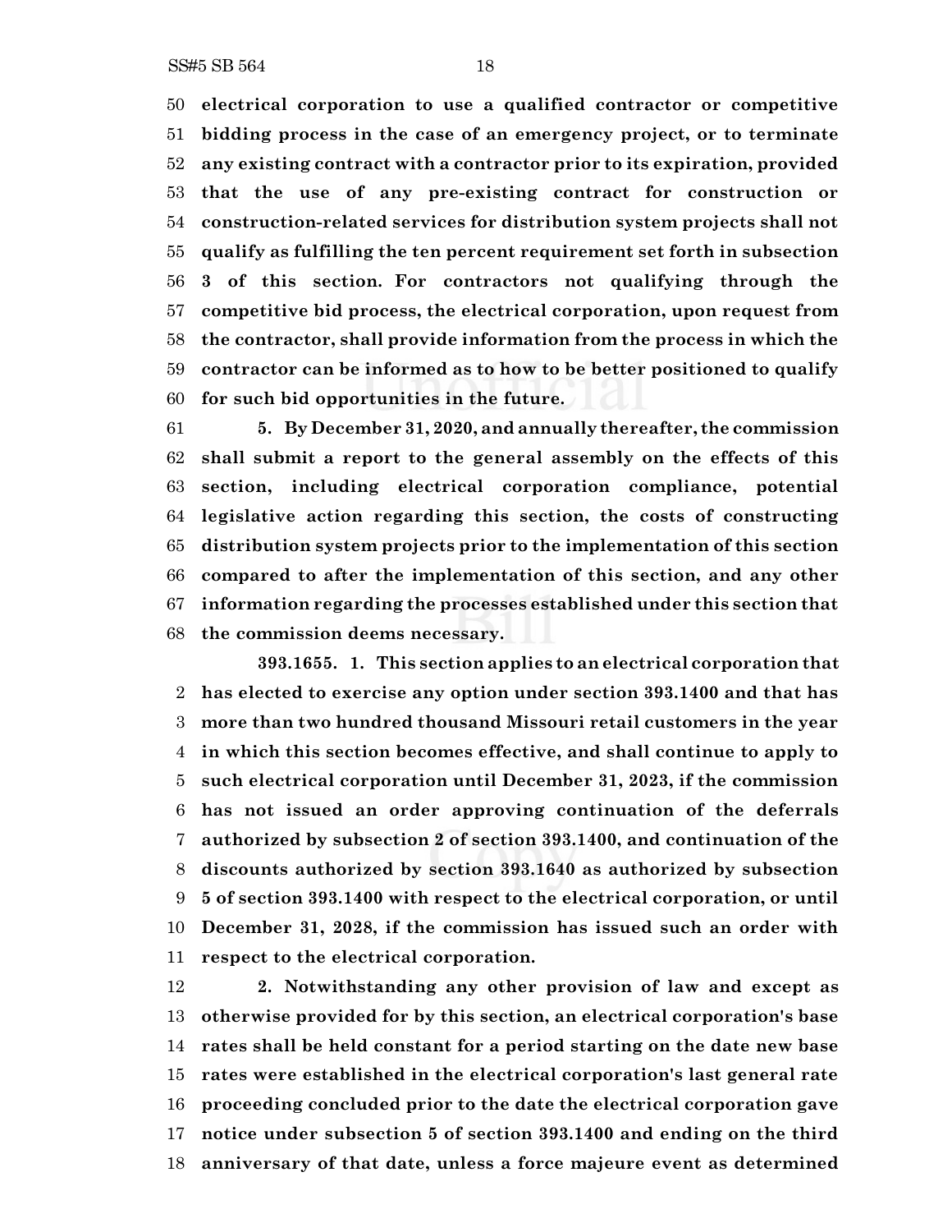**electrical corporation to use a qualified contractor or competitive bidding process in the case of an emergency project, or to terminate any existing contract with a contractor prior to its expiration, provided that the use of any pre-existing contract for construction or construction-related services for distribution system projects shall not qualify as fulfilling the ten percent requirement set forth in subsection 3 of this section. For contractors not qualifying through the competitive bid process, the electrical corporation, upon request from the contractor, shall provide information from the process in which the contractor can be informed as to how to be better positioned to qualify for such bid opportunities in the future.**

**5. By December 31, 2020, and annually thereafter, the commission shall submit a report to the general assembly on the effects of this section, including electrical corporation compliance, potential legislative action regarding this section, the costs of constructing distribution system projects prior to the implementation of this section compared to after the implementation of this section, and any other information regarding the processes established under this section that the commission deems necessary.**

**393.1655. 1. This section applies to an electrical corporation that has elected to exercise any option under section 393.1400 and that has more than two hundred thousand Missouri retail customers in the year in which this section becomes effective, and shall continue to apply to such electrical corporation until December 31, 2023, if the commission has not issued an order approving continuation of the deferrals authorized by subsection 2 of section 393.1400, and continuation of the discounts authorized by section 393.1640 as authorized by subsection 5 of section 393.1400 with respect to the electrical corporation, or until December 31, 2028, if the commission has issued such an order with respect to the electrical corporation.**

**2. Notwithstanding any other provision of law and except as otherwise provided for by this section, an electrical corporation's base rates shall be held constant for a period starting on the date new base rates were established in the electrical corporation's last general rate proceeding concluded prior to the date the electrical corporation gave notice under subsection 5 of section 393.1400 and ending on the third anniversary of that date, unless a force majeure event as determined**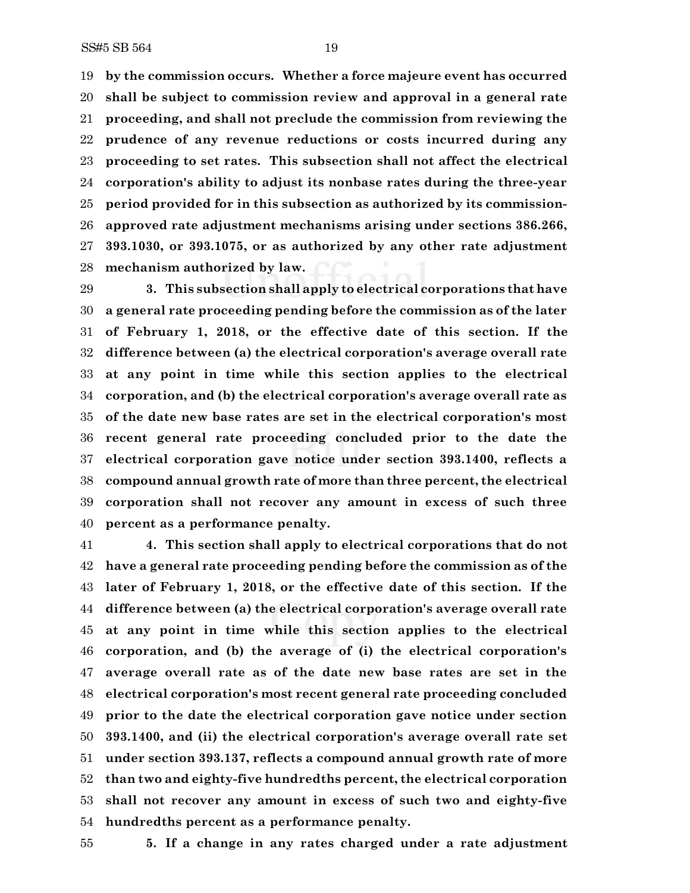**by the commission occurs. Whether a force majeure event has occurred shall be subject to commission review and approval in a general rate proceeding, and shall not preclude the commission from reviewing the prudence of any revenue reductions or costs incurred during any proceeding to set rates. This subsection shall not affect the electrical corporation's ability to adjust its nonbase rates during the three-year period provided for in this subsection as authorized by its commission-approved rate adjustment mechanisms arising under sections 386.266, 393.1030, or 393.1075, or as authorized by any other rate adjustment mechanism authorized by law.**

**3. This subsection shall apply to electrical corporations that have a general rate proceeding pending before the commission as of the later of February 1, 2018, or the effective date of this section. If the difference between (a) the electrical corporation's average overall rate at any point in time while this section applies to the electrical corporation, and (b) the electrical corporation's average overall rate as of the date new base rates are set in the electrical corporation's most recent general rate proceeding concluded prior to the date the electrical corporation gave notice under section 393.1400, reflects a compound annual growth rate of more than three percent, the electrical corporation shall not recover any amount in excess of such three percent as a performance penalty.**

**4. This section shall apply to electrical corporations that do not have a general rate proceeding pending before the commission as of the later of February 1, 2018, or the effective date of this section. If the difference between (a) the electrical corporation's average overall rate at any point in time while this section applies to the electrical corporation, and (b) the average of (i) the electrical corporation's average overall rate as of the date new base rates are set in the electrical corporation's most recent general rate proceeding concluded prior to the date the electrical corporation gave notice under section 393.1400, and (ii) the electrical corporation's average overall rate set under section 393.137, reflects a compound annual growth rate of more than two and eighty-five hundredths percent, the electrical corporation shall not recover any amount in excess of such two and eighty-five hundredths percent as a performance penalty.**

**5. If a change in any rates charged under a rate adjustment**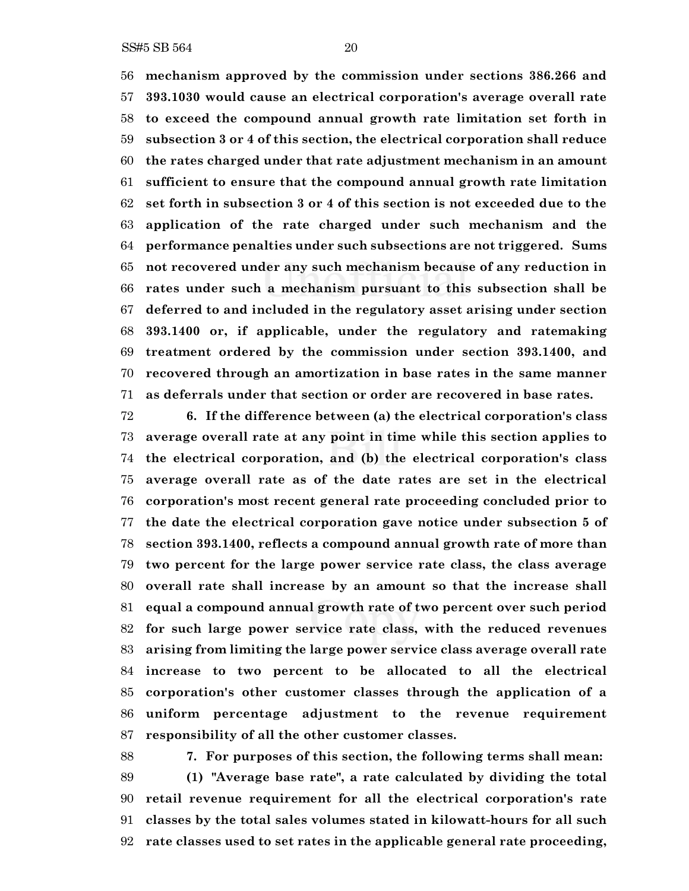**mechanism approved by the commission under sections 386.266 and 393.1030 would cause an electrical corporation's average overall rate to exceed the compound annual growth rate limitation set forth in subsection 3 or 4 of this section, the electrical corporation shall reduce the rates charged under that rate adjustment mechanism in an amount sufficient to ensure that the compound annual growth rate limitation set forth in subsection 3 or 4 of this section is not exceeded due to the application of the rate charged under such mechanism and the performance penalties under such subsections are not triggered. Sums not recovered under any such mechanism because of any reduction in rates under such a mechanism pursuant to this subsection shall be deferred to and included in the regulatory asset arising under section 393.1400 or, if applicable, under the regulatory and ratemaking treatment ordered by the commission under section 393.1400, and recovered through an amortization in base rates in the same manner as deferrals under that section or order are recovered in base rates.**

**6. If the difference between (a) the electrical corporation's class average overall rate at any point in time while this section applies to the electrical corporation, and (b) the electrical corporation's class average overall rate as of the date rates are set in the electrical corporation's most recent general rate proceeding concluded prior to the date the electrical corporation gave notice under subsection 5 of section 393.1400, reflects a compound annual growth rate of more than two percent for the large power service rate class, the class average overall rate shall increase by an amount so that the increase shall equal a compound annual growth rate of two percent over such period for such large power service rate class, with the reduced revenues arising from limiting the large power service class average overall rate increase to two percent to be allocated to all the electrical corporation's other customer classes through the application of a uniform percentage adjustment to the revenue requirement responsibility of all the other customer classes.**

**7. For purposes of this section, the following terms shall mean:**

**(1) "Average base rate", a rate calculated by dividing the total retail revenue requirement for all the electrical corporation's rate classes by the total sales volumes stated in kilowatt-hours for all such rate classes used to set rates in the applicable general rate proceeding,**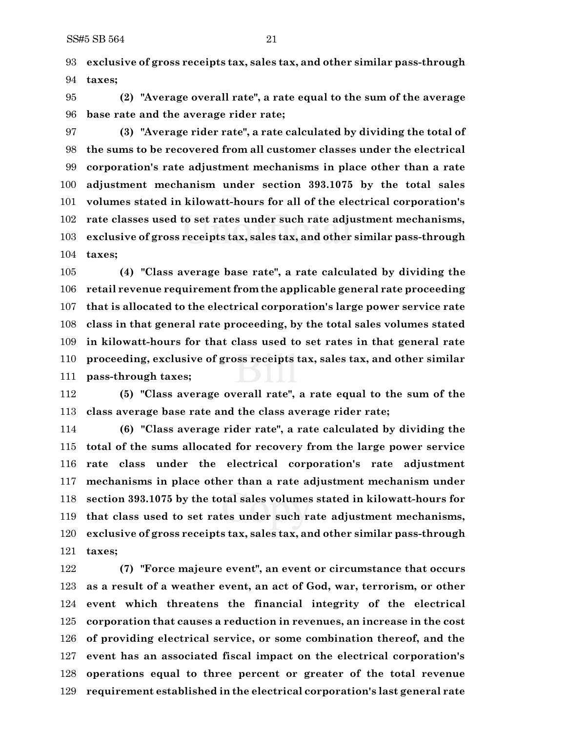**exclusive of gross receipts tax, sales tax, and other similar pass-through taxes;**

**(2) "Average overall rate", a rate equal to the sum of the average base rate and the average rider rate;**

**(3) "Average rider rate", a rate calculated by dividing the total of the sums to be recovered from all customer classes under the electrical corporation's rate adjustment mechanisms in place other than a rate adjustment mechanism under section 393.1075 by the total sales volumes stated in kilowatt-hours for all of the electrical corporation's rate classes used to set rates under such rate adjustment mechanisms, exclusive of gross receipts tax, sales tax, and other similar pass-through taxes;**

**(4) "Class average base rate", a rate calculated by dividing the retail revenue requirement from the applicable general rate proceeding that is allocated to the electrical corporation's large power service rate class in that general rate proceeding, by the total sales volumes stated in kilowatt-hours for that class used to set rates in that general rate proceeding, exclusive of gross receipts tax, sales tax, and other similar pass-through taxes;**

**(5) "Class average overall rate", a rate equal to the sum of the class average base rate and the class average rider rate;**

**(6) "Class average rider rate", a rate calculated by dividing the total of the sums allocated for recovery from the large power service rate class under the electrical corporation's rate adjustment mechanisms in place other than a rate adjustment mechanism under section 393.1075 by the total sales volumes stated in kilowatt-hours for that class used to set rates under such rate adjustment mechanisms, exclusive of gross receipts tax, sales tax, and other similar pass-through taxes;**

**(7) "Force majeure event", an event or circumstance that occurs as a result of a weather event, an act of God, war, terrorism, or other event which threatens the financial integrity of the electrical corporation that causes a reduction in revenues, an increase in the cost of providing electrical service, or some combination thereof, and the event has an associated fiscal impact on the electrical corporation's operations equal to three percent or greater of the total revenue requirement established in the electrical corporation's last general rate**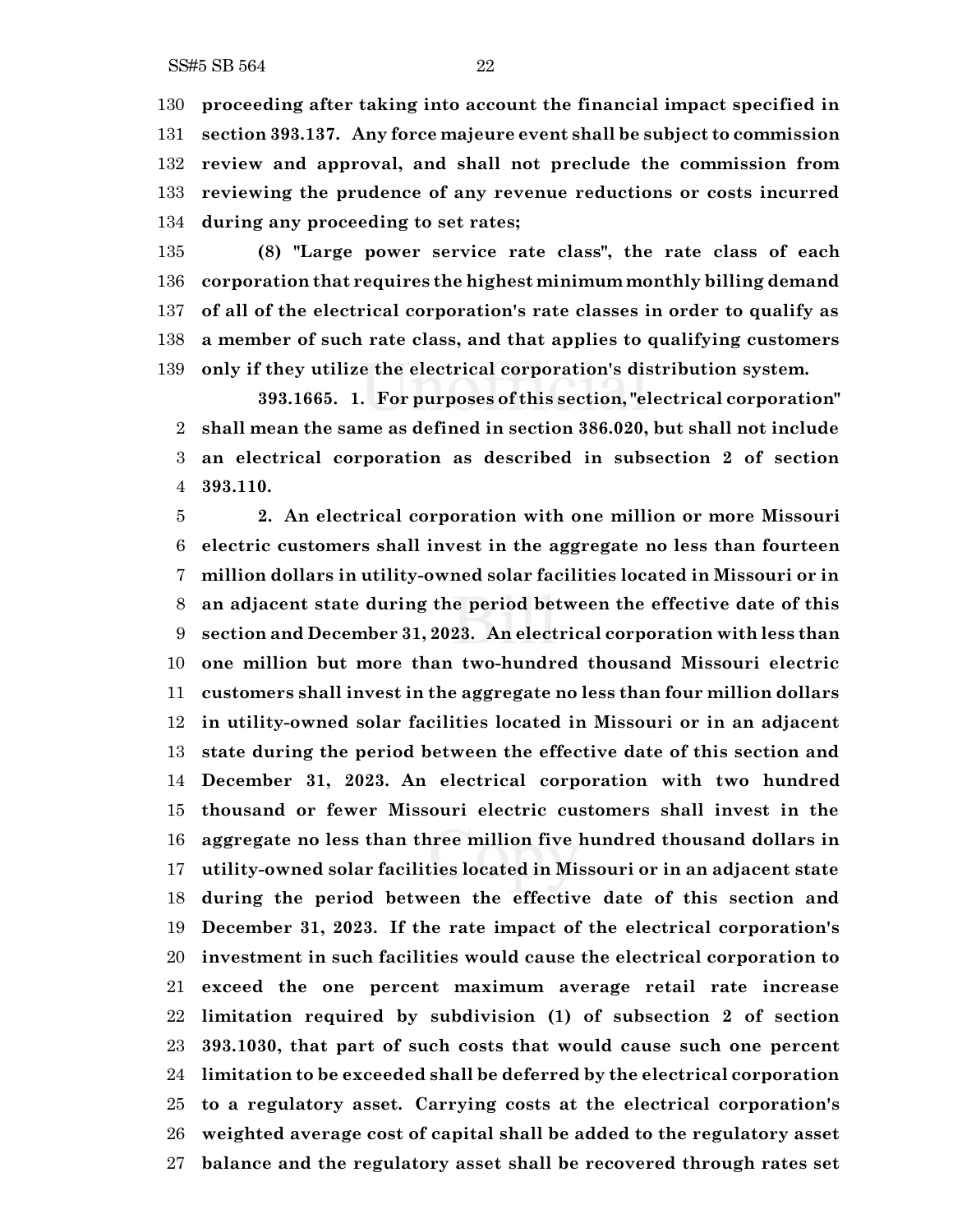**proceeding after taking into account the financial impact specified in section 393.137. Any force majeure event shall be subject to commission review and approval, and shall not preclude the commission from reviewing the prudence of any revenue reductions or costs incurred during any proceeding to set rates;**

**(8) "Large power service rate class", the rate class of each corporation that requires the highest minimum monthly billing demand of all of the electrical corporation's rate classes in order to qualify as a member of such rate class, and that applies to qualifying customers only if they utilize the electrical corporation's distribution system.**

**393.1665. 1. For purposes of this section, "electrical corporation" shall mean the same as defined in section 386.020, but shall not include an electrical corporation as described in subsection 2 of section 393.110.**

**2. An electrical corporation with one million or more Missouri electric customers shall invest in the aggregate no less than fourteen million dollars in utility-owned solar facilities located in Missouri or in an adjacent state during the period between the effective date of this section and December 31, 2023. An electrical corporation with less than one million but more than two-hundred thousand Missouri electric customers shall invest in the aggregate no less than four million dollars in utility-owned solar facilities located in Missouri or in an adjacent state during the period between the effective date of this section and December 31, 2023. An electrical corporation with two hundred thousand or fewer Missouri electric customers shall invest in the aggregate no less than three million five hundred thousand dollars in utility-owned solar facilities located in Missouri or in an adjacent state during the period between the effective date of this section and December 31, 2023. If the rate impact of the electrical corporation's investment in such facilities would cause the electrical corporation to exceed the one percent maximum average retail rate increase limitation required by subdivision (1) of subsection 2 of section 393.1030, that part of such costs that would cause such one percent limitation to be exceeded shall be deferred by the electrical corporation to a regulatory asset. Carrying costs at the electrical corporation's weighted average cost of capital shall be added to the regulatory asset balance and the regulatory asset shall be recovered through rates set**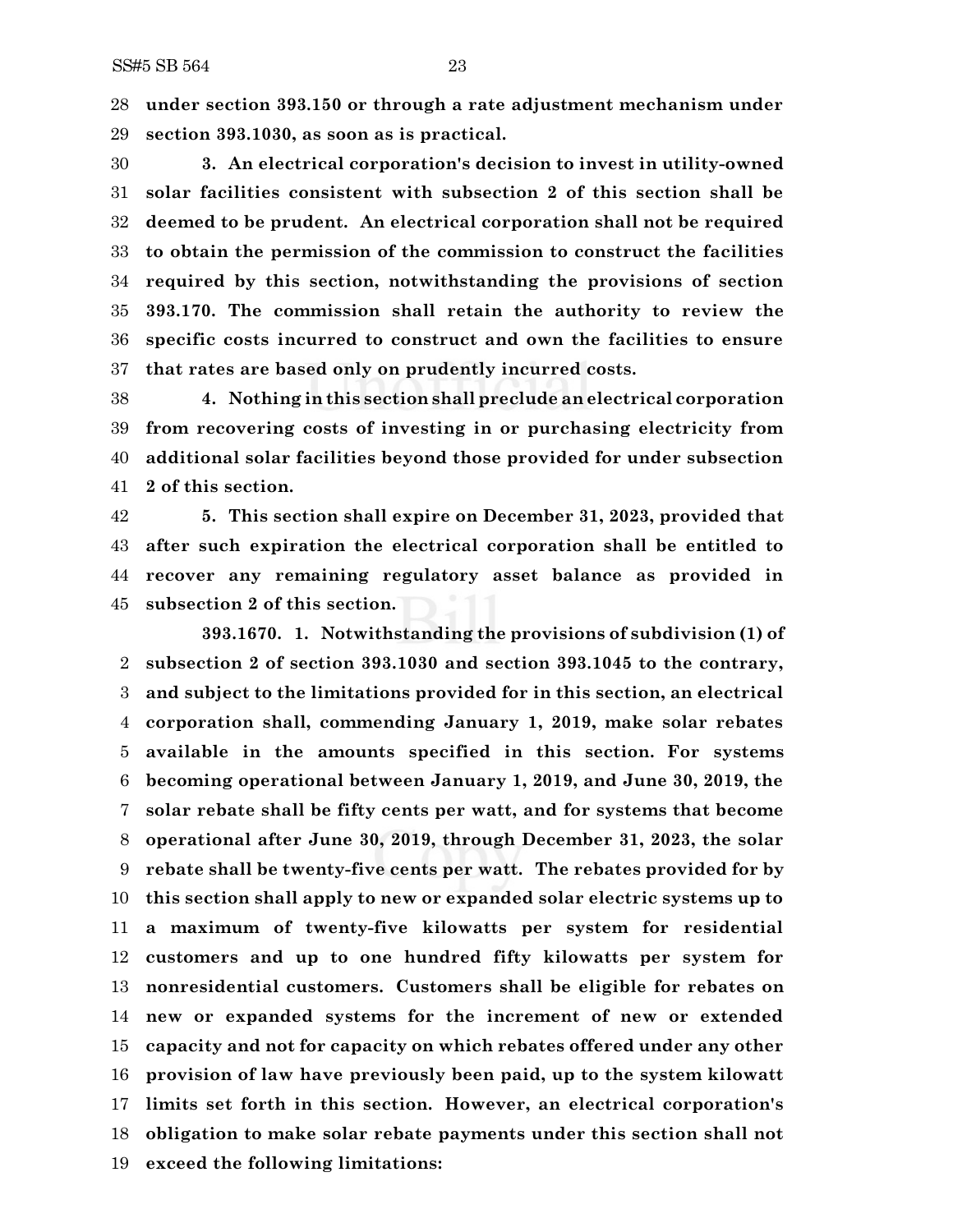**under section 393.150 or through a rate adjustment mechanism under section 393.1030, as soon as is practical.**

**3. An electrical corporation's decision to invest in utility-owned solar facilities consistent with subsection 2 of this section shall be deemed to be prudent. An electrical corporation shall not be required to obtain the permission of the commission to construct the facilities required by this section, notwithstanding the provisions of section 393.170. The commission shall retain the authority to review the specific costs incurred to construct and own the facilities to ensure that rates are based only on prudently incurred costs.**

**4. Nothing in this section shall preclude an electrical corporation from recovering costs of investing in or purchasing electricity from additional solar facilities beyond those provided for under subsection 2 of this section.**

**5. This section shall expire on December 31, 2023, provided that after such expiration the electrical corporation shall be entitled to recover any remaining regulatory asset balance as provided in subsection 2 of this section.**

**393.1670. 1. Notwithstanding the provisions of subdivision (1) of subsection 2 of section 393.1030 and section 393.1045 to the contrary, and subject to the limitations provided for in this section, an electrical corporation shall, commending January 1, 2019, make solar rebates available in the amounts specified in this section. For systems becoming operational between January 1, 2019, and June 30, 2019, the solar rebate shall be fifty cents per watt, and for systems that become operational after June 30, 2019, through December 31, 2023, the solar rebate shall be twenty-five cents per watt. The rebates provided for by this section shall apply to new or expanded solar electric systems up to a maximum of twenty-five kilowatts per system for residential customers and up to one hundred fifty kilowatts per system for nonresidential customers. Customers shall be eligible for rebates on new or expanded systems for the increment of new or extended capacity and not for capacity on which rebates offered under any other provision of law have previously been paid, up to the system kilowatt limits set forth in this section. However, an electrical corporation's obligation to make solar rebate payments under this section shall not exceed the following limitations:**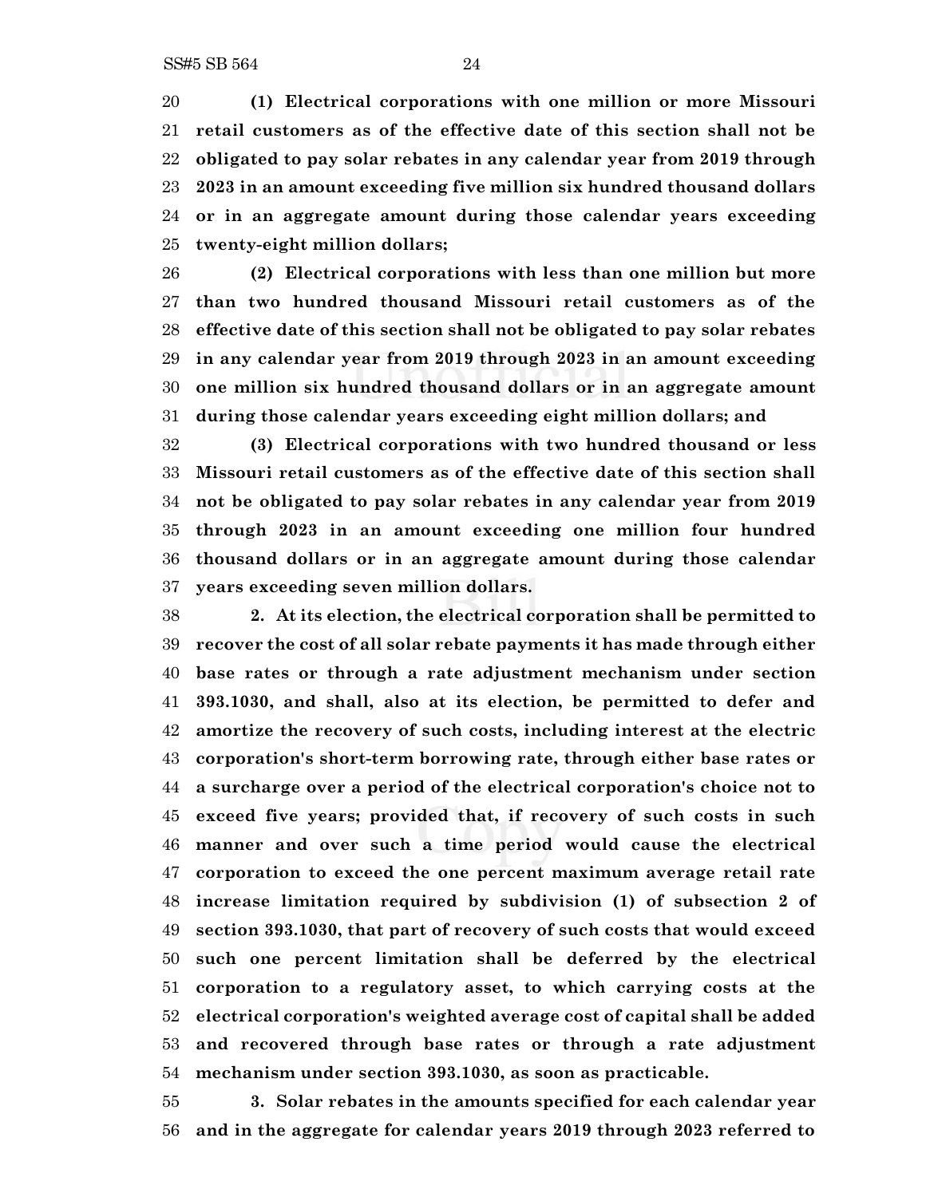**(1) Electrical corporations with one million or more Missouri retail customers as of the effective date of this section shall not be obligated to pay solar rebates in any calendar year from 2019 through 2023 in an amount exceeding five million six hundred thousand dollars or in an aggregate amount during those calendar years exceeding twenty-eight million dollars;**

**(2) Electrical corporations with less than one million but more than two hundred thousand Missouri retail customers as of the effective date of this section shall not be obligated to pay solar rebates in any calendar year from 2019 through 2023 in an amount exceeding one million six hundred thousand dollars or in an aggregate amount during those calendar years exceeding eight million dollars; and**

**(3) Electrical corporations with two hundred thousand or less Missouri retail customers as of the effective date of this section shall not be obligated to pay solar rebates in any calendar year from 2019 through 2023 in an amount exceeding one million four hundred thousand dollars or in an aggregate amount during those calendar years exceeding seven million dollars.**

**2. At its election, the electrical corporation shall be permitted to recover the cost of all solar rebate payments it has made through either base rates or through a rate adjustment mechanism under section 393.1030, and shall, also at its election, be permitted to defer and amortize the recovery of such costs, including interest at the electric corporation's short-term borrowing rate, through either base rates or a surcharge over a period of the electrical corporation's choice not to exceed five years; provided that, if recovery of such costs in such manner and over such a time period would cause the electrical corporation to exceed the one percent maximum average retail rate increase limitation required by subdivision (1) of subsection 2 of section 393.1030, that part of recovery of such costs that would exceed such one percent limitation shall be deferred by the electrical corporation to a regulatory asset, to which carrying costs at the electrical corporation's weighted average cost of capital shall be added and recovered through base rates or through a rate adjustment mechanism under section 393.1030, as soon as practicable.**

**3. Solar rebates in the amounts specified for each calendar year and in the aggregate for calendar years 2019 through 2023 referred to**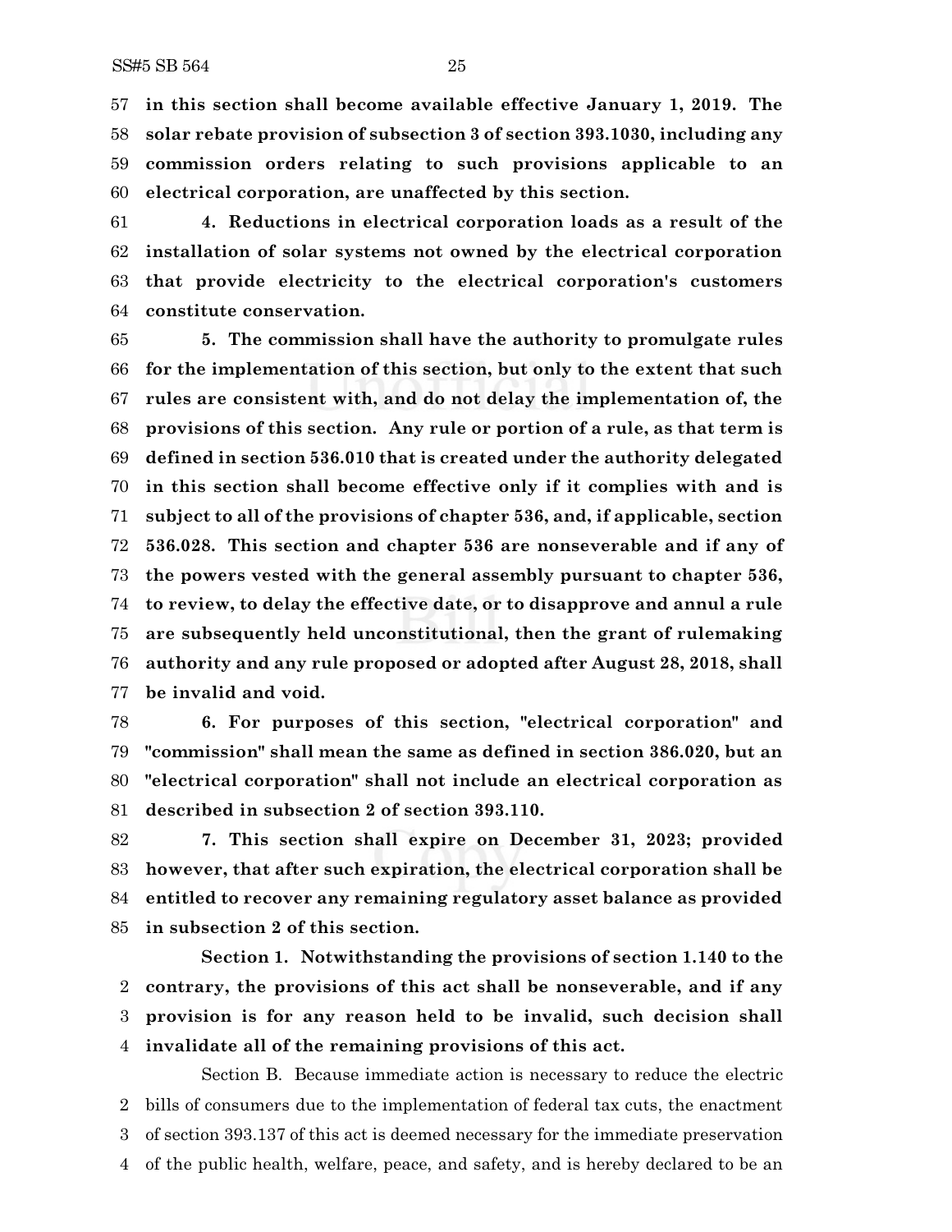**in this section shall become available effective January 1, 2019. The solar rebate provision of subsection 3 of section 393.1030, including any commission orders relating to such provisions applicable to an electrical corporation, are unaffected by this section.**

**4. Reductions in electrical corporation loads as a result of the installation of solar systems not owned by the electrical corporation that provide electricity to the electrical corporation's customers constitute conservation.**

**5. The commission shall have the authority to promulgate rules for the implementation of this section, but only to the extent that such rules are consistent with, and do not delay the implementation of, the provisions of this section. Any rule or portion of a rule, as that term is defined in section 536.010 that is created under the authority delegated in this section shall become effective only if it complies with and is subject to all of the provisions of chapter 536, and, if applicable, section 536.028. This section and chapter 536 are nonseverable and if any of the powers vested with the general assembly pursuant to chapter 536, to review, to delay the effective date, or to disapprove and annul a rule are subsequently held unconstitutional, then the grant of rulemaking authority and any rule proposed or adopted after August 28, 2018, shall be invalid and void.**

**6. For purposes of this section, "electrical corporation" and "commission" shall mean the same as defined in section 386.020, but an "electrical corporation" shall not include an electrical corporation as described in subsection 2 of section 393.110.**

**7. This section shall expire on December 31, 2023; provided however, that after such expiration, the electrical corporation shall be entitled to recover any remaining regulatory asset balance as provided in subsection 2 of this section.**

**Section 1. Notwithstanding the provisions of section 1.140 to the contrary, the provisions of this act shall be nonseverable, and if any provision is for any reason held to be invalid, such decision shall invalidate all of the remaining provisions of this act.**

Section B. Because immediate action is necessary to reduce the electric bills of consumers due to the implementation of federal tax cuts, the enactment of section 393.137 of this act is deemed necessary for the immediate preservation of the public health, welfare, peace, and safety, and is hereby declared to be an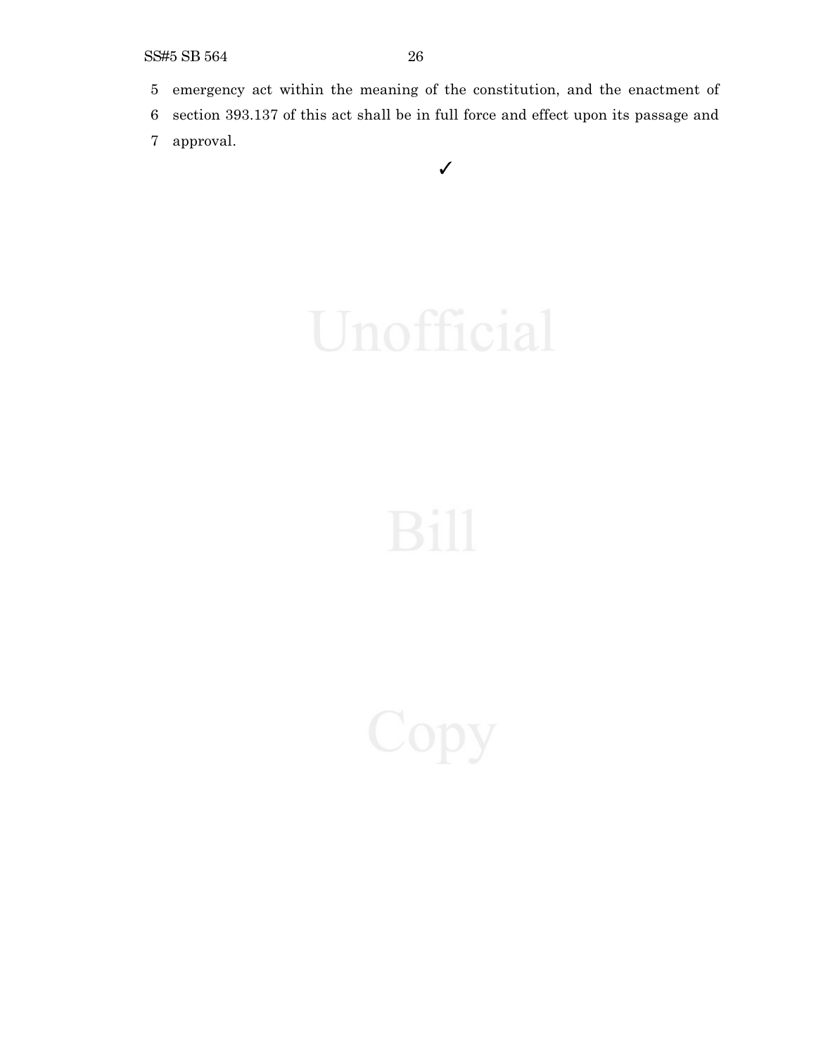emergency act within the meaning of the constitution, and the enactment of section 393.137 of this act shall be in full force and effect upon its passage and approval.

✓